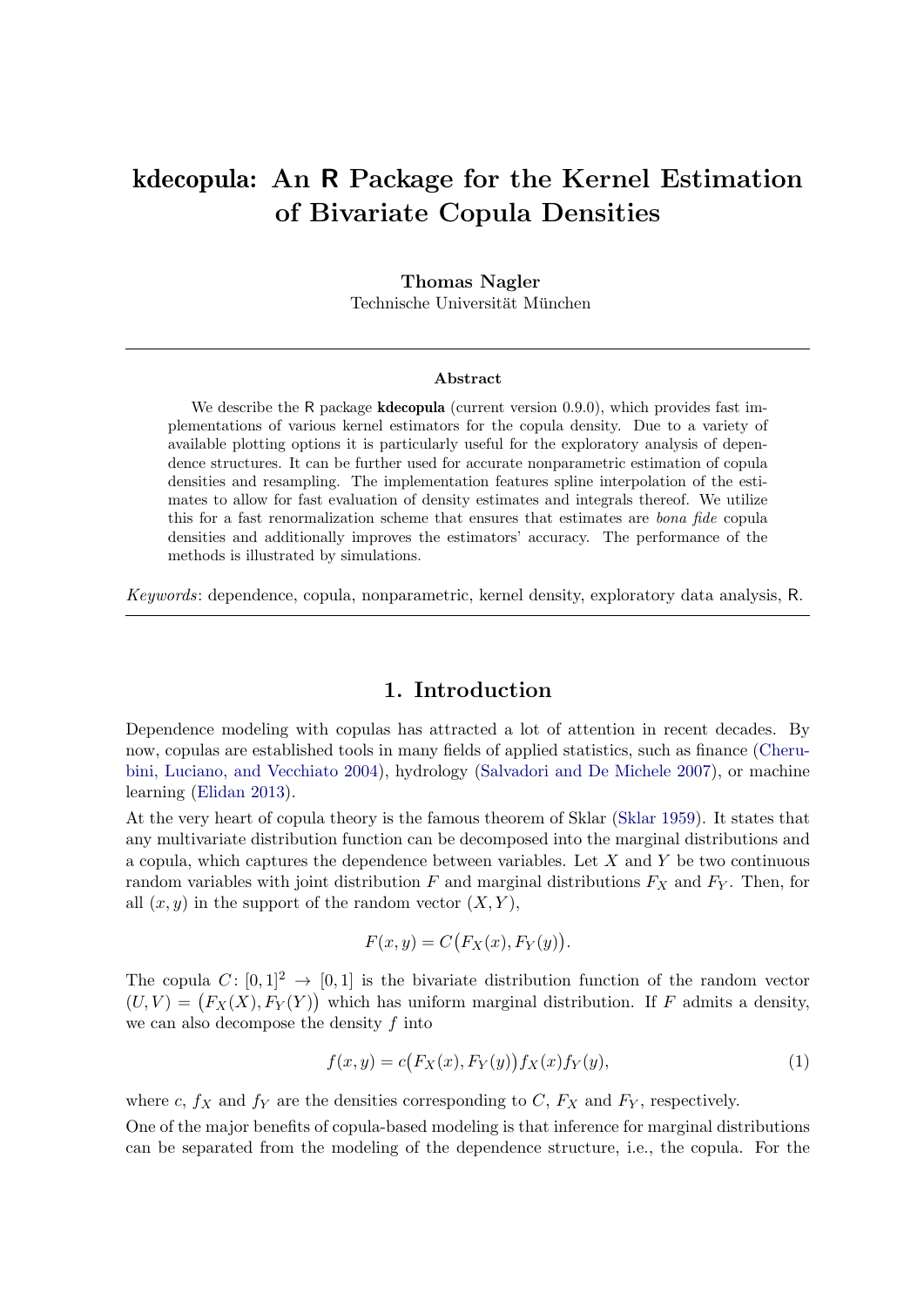# kdecopula: An R Package for the Kernel Estimation of Bivariate Copula Densities

**Thomas Nagler**
Technische Universität München

### Abstract

We describe the R package **kdecopula** (current version 0.9.0), which provides fast implementations of various kernel estimators for the copula density. Due to a variety of available plotting options it is particularly useful for the exploratory analysis of dependence structures. It can be further used for accurate nonparametric estimation of copula densities and resampling. The implementation features spline interpolation of the estimates to allow for fast evaluation of density estimates and integrals thereof. We utilize this for a fast renormalization scheme that ensures that estimates are *bona fide* copula densities and additionally improves the estimators' accuracy. The performance of the methods is illustrated by simulations.

*Keywords*: dependence, copula, nonparametric, kernel density, exploratory data analysis, R.

## 1. Introduction

Dependence modeling with copulas has attracted a lot of attention in recent decades. By now, copulas are established tools in many fields of applied statistics, such as finance (Cherubini, Luciano, and Vecchiato 2004), hydrology (Salvadori and De Michele 2007), or machine learning (Elidan 2013).

At the very heart of copula theory is the famous theorem of Sklar (Sklar 1959). It states that any multivariate distribution function can be decomposed into the marginal distributions and a copula, which captures the dependence between variables. Let $X$ and $Y$ be two continuous random variables with joint distribution $F$ and marginal distributions $F_X$ and $F_Y$. Then, for all $(x, y)$ in the support of the random vector $(X, Y)$,

$$F(x, y) = C\big(F_X(x), F_Y(y)\big).$$

The copula $C\colon [0,1]^2 \to [0,1]$ is the bivariate distribution function of the random vector $(U, V) = \big(F_X(X), F_Y(Y)\big)$ which has uniform marginal distribution. If $F$ admits a density, we can also decompose the density $f$ into

$$f(x, y) = c\big(F_X(x), F_Y(y)\big) f_X(x) f_Y(y), \tag{1}$$

where $c$, $f_X$ and $f_Y$ are the densities corresponding to $C$, $F_X$ and $F_Y$, respectively.

One of the major benefits of copula-based modeling is that inference for marginal distributions can be separated from the modeling of the dependence structure, i.e., the copula. For the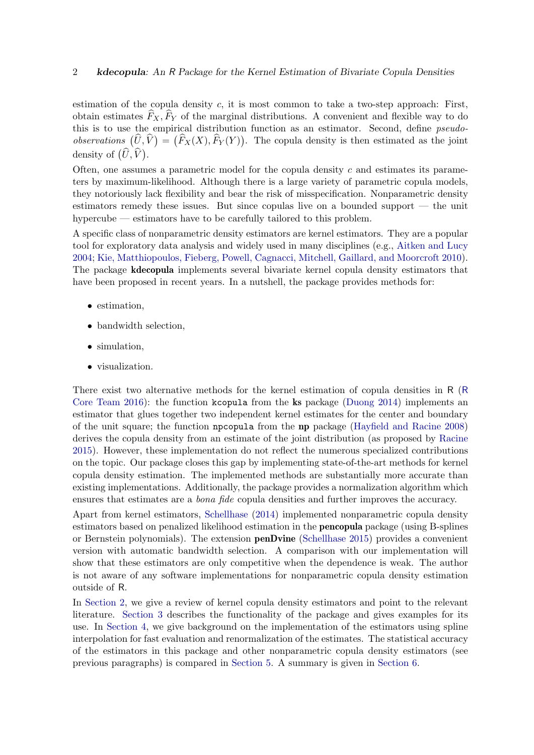estimation of the copula density $c$, it is most common to take a two-step approach: First, obtain estimates $\widehat{F}_X, \widehat{F}_Y$ of the marginal distributions. A convenient and flexible way to do this is to use the empirical distribution function as an estimator. Second, define *pseudo-observations* $(\widehat{U}, \widehat{V}) = (\widehat{F}_X(X), \widehat{F}_Y(Y))$. The copula density is then estimated as the joint density of $(\widehat{U}, \widehat{V})$.

Often, one assumes a parametric model for the copula density $c$ and estimates its parameters by maximum-likelihood. Although there is a large variety of parametric copula models, they notoriously lack flexibility and bear the risk of misspecification. Nonparametric density estimators remedy these issues. But since copulas live on a bounded support — the unit hypercube — estimators have to be carefully tailored to this problem.

A specific class of nonparametric density estimators are kernel estimators. They are a popular tool for exploratory data analysis and widely used in many disciplines (e.g., Aitken and Lucy 2004; Kie, Matthiopoulos, Fieberg, Powell, Cagnacci, Mitchell, Gaillard, and Moorcroft 2010). The package **kdecopula** implements several bivariate kernel copula density estimators that have been proposed in recent years. In a nutshell, the package provides methods for:

- estimation,
- bandwidth selection,
- simulation,
- visualization.

There exist two alternative methods for the kernel estimation of copula densities in R (R Core Team 2016): the function `kcopula` from the **ks** package (Duong 2014) implements an estimator that glues together two independent kernel estimates for the center and boundary of the unit square; the function `npcopula` from the **np** package (Hayfield and Racine 2008) derives the copula density from an estimate of the joint distribution (as proposed by Racine 2015). However, these implementation do not reflect the numerous specialized contributions on the topic. Our package closes this gap by implementing state-of-the-art methods for kernel copula density estimation. The implemented methods are substantially more accurate than existing implementations. Additionally, the package provides a normalization algorithm which ensures that estimates are a *bona fide* copula densities and further improves the accuracy.

Apart from kernel estimators, Schellhase (2014) implemented nonparametric copula density estimators based on penalized likelihood estimation in the **pencopula** package (using B-splines or Bernstein polynomials). The extension **penDvine** (Schellhase 2015) provides a convenient version with automatic bandwidth selection. A comparison with our implementation will show that these estimators are only competitive when the dependence is weak. The author is not aware of any software implementations for nonparametric copula density estimation outside of R.

In Section 2, we give a review of kernel copula density estimators and point to the relevant literature. Section 3 describes the functionality of the package and gives examples for its use. In Section 4, we give background on the implementation of the estimators using spline interpolation for fast evaluation and renormalization of the estimates. The statistical accuracy of the estimators in this package and other nonparametric copula density estimators (see previous paragraphs) is compared in Section 5. A summary is given in Section 6.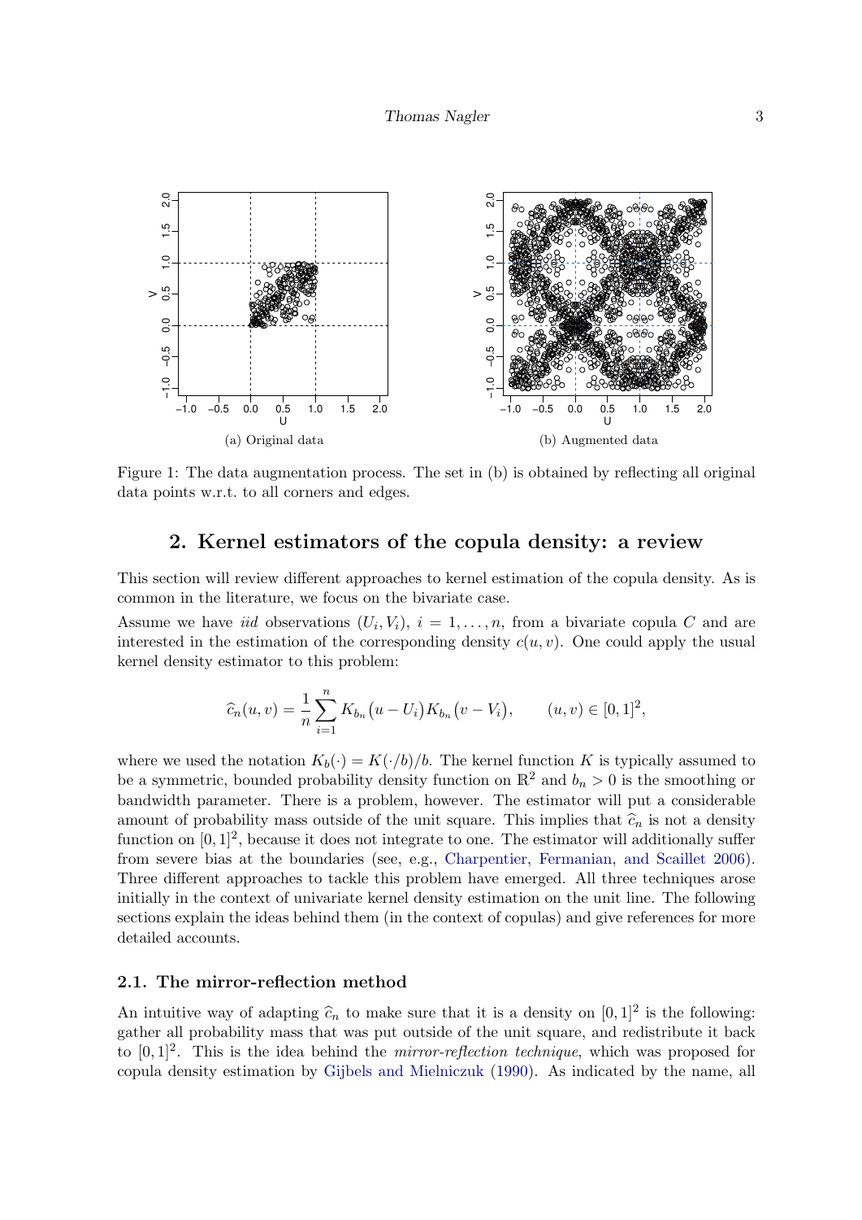(a) Original data

(b) Augmented data

Figure 1: The data augmentation process. The set in (b) is obtained by reflecting all original data points w.r.t. to all corners and edges.

## 2. Kernel estimators of the copula density: a review

This section will review different approaches to kernel estimation of the copula density. As is common in the literature, we focus on the bivariate case.

Assume we have *iid* observations $(U_i, V_i)$, $i = 1, \ldots, n$, from a bivariate copula $C$ and are interested in the estimation of the corresponding density $c(u, v)$. One could apply the usual kernel density estimator to this problem:

$$\widehat{c}_n(u, v) = \frac{1}{n} \sum_{i=1}^{n} K_{b_n}\big(u - U_i\big) K_{b_n}\big(v - V_i\big), \qquad (u, v) \in [0, 1]^2,$$

where we used the notation $K_b(\cdot) = K(\cdot/b)/b$. The kernel function $K$ is typically assumed to be a symmetric, bounded probability density function on $\mathbb{R}^2$ and $b_n > 0$ is the smoothing or bandwidth parameter. There is a problem, however. The estimator will put a considerable amount of probability mass outside of the unit square. This implies that $\widehat{c}_n$ is not a density function on $[0, 1]^2$, because it does not integrate to one. The estimator will additionally suffer from severe bias at the boundaries (see, e.g., Charpentier, Fermanian, and Scaillet 2006). Three different approaches to tackle this problem have emerged. All three techniques arose initially in the context of univariate kernel density estimation on the unit line. The following sections explain the ideas behind them (in the context of copulas) and give references for more detailed accounts.

### 2.1. The mirror-reflection method

An intuitive way of adapting $\widehat{c}_n$ to make sure that it is a density on $[0, 1]^2$ is the following: gather all probability mass that was put outside of the unit square, and redistribute it back to $[0, 1]^2$. This is the idea behind the *mirror-reflection technique*, which was proposed for copula density estimation by Gijbels and Mielniczuk (1990). As indicated by the name, all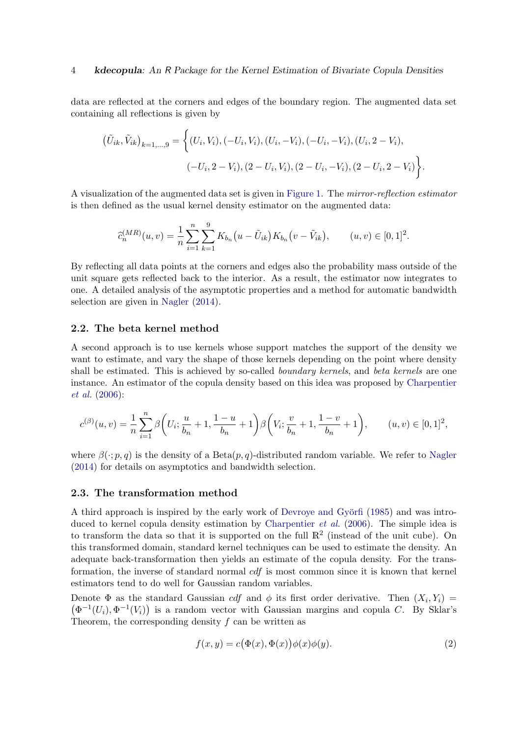data are reflected at the corners and edges of the boundary region. The augmented data set containing all reflections is given by

$$
\big(\tilde{U}_{ik}, \tilde{V}_{ik}\big)_{k=1,\dots,9} = \Big\{ (U_i, V_i), (-U_i, V_i), (U_i, -V_i), (-U_i, -V_i), (U_i, 2 - V_i), \\
(-U_i, 2 - V_i), (2 - U_i, V_i), (2 - U_i, -V_i), (2 - U_i, 2 - V_i) \Big\}.
$$

A visualization of the augmented data set is given in Figure 1. The *mirror-reflection estimator* is then defined as the usual kernel density estimator on the augmented data:

$$
\hat{c}_n^{(MR)}(u, v) = \frac{1}{n} \sum_{i=1}^{n} \sum_{k=1}^{9} K_{b_n}\big(u - \tilde{U}_{ik}\big) K_{b_n}\big(v - \tilde{V}_{ik}\big), \qquad (u, v) \in [0, 1]^2.
$$

By reflecting all data points at the corners and edges also the probability mass outside of the unit square gets reflected back to the interior. As a result, the estimator now integrates to one. A detailed analysis of the asymptotic properties and a method for automatic bandwidth selection are given in Nagler (2014).

## 2.2. The beta kernel method

A second approach is to use kernels whose support matches the support of the density we want to estimate, and vary the shape of those kernels depending on the point where density shall be estimated. This is achieved by so-called *boundary kernels*, and *beta kernels* are one instance. An estimator of the copula density based on this idea was proposed by Charpentier *et al.* (2006):

$$
c^{(\beta)}(u, v) = \frac{1}{n} \sum_{i=1}^{n} \beta\bigg(U_i; \frac{u}{b_n} + 1, \frac{1-u}{b_n} + 1\bigg) \beta\bigg(V_i; \frac{v}{b_n} + 1, \frac{1-v}{b_n} + 1\bigg), \qquad (u, v) \in [0, 1]^2,
$$

where $\beta(\cdot; p, q)$ is the density of a Beta$(p, q)$-distributed random variable. We refer to Nagler (2014) for details on asymptotics and bandwidth selection.

## 2.3. The transformation method

A third approach is inspired by the early work of Devroye and Györfi (1985) and was introduced to kernel copula density estimation by Charpentier *et al.* (2006). The simple idea is to transform the data so that it is supported on the full $\mathbb{R}^2$ (instead of the unit cube). On this transformed domain, standard kernel techniques can be used to estimate the density. An adequate back-transformation then yields an estimate of the copula density. For the transformation, the inverse of standard normal *cdf* is most common since it is known that kernel estimators tend to do well for Gaussian random variables.

Denote $\Phi$ as the standard Gaussian *cdf* and $\phi$ its first order derivative. Then $(X_i, Y_i) = \big(\Phi^{-1}(U_i), \Phi^{-1}(V_i)\big)$ is a random vector with Gaussian margins and copula $C$. By Sklar's Theorem, the corresponding density $f$ can be written as

$$
f(x, y) = c\big(\Phi(x), \Phi(x)\big)\phi(x)\phi(y). \tag{2}
$$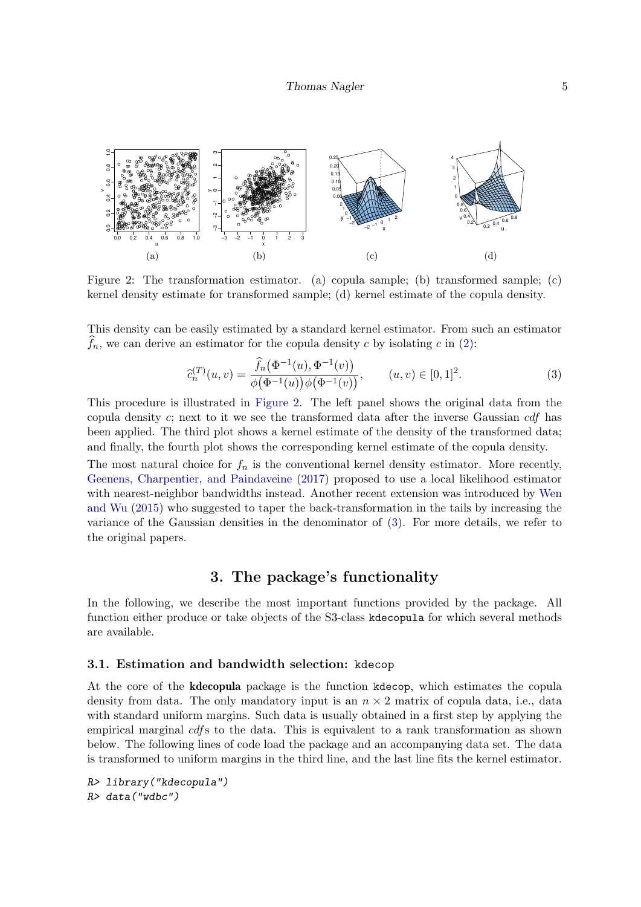Figure 2: The transformation estimator. (a) copula sample; (b) transformed sample; (c) kernel density estimate for transformed sample; (d) kernel estimate of the copula density.

This density can be easily estimated by a standard kernel estimator. From such an estimator $\widehat{f}_n$, we can derive an estimator for the copula density $c$ by isolating $c$ in (2):

$$\widehat{c}_n^{(T)}(u, v) = \frac{\widehat{f}_n\big(\Phi^{-1}(u), \Phi^{-1}(v)\big)}{\phi\big(\Phi^{-1}(u)\big)\phi\big(\Phi^{-1}(v)\big)}, \qquad (u, v) \in [0, 1]^2. \tag{3}$$

This procedure is illustrated in Figure 2. The left panel shows the original data from the copula density $c$; next to it we see the transformed data after the inverse Gaussian *cdf* has been applied. The third plot shows a kernel estimate of the density of the transformed data; and finally, the fourth plot shows the corresponding kernel estimate of the copula density.

The most natural choice for $f_n$ is the conventional kernel density estimator. More recently, Geenens, Charpentier, and Paindaveine (2017) proposed to use a local likelihood estimator with nearest-neighbor bandwidths instead. Another recent extension was introduced by Wen and Wu (2015) who suggested to taper the back-transformation in the tails by increasing the variance of the Gaussian densities in the denominator of (3). For more details, we refer to the original papers.

# 3. The package's functionality

In the following, we describe the most important functions provided by the package. All function either produce or take objects of the S3-class `kdecopula` for which several methods are available.

## 3.1. Estimation and bandwidth selection: `kdecop`

At the core of the **kdecopula** package is the function `kdecop`, which estimates the copula density from data. The only mandatory input is an $n \times 2$ matrix of copula data, i.e., data with standard uniform margins. Such data is usually obtained in a first step by applying the empirical marginal *cdf*s to the data. This is equivalent to a rank transformation as shown below. The following lines of code load the package and an accompanying data set. The data is transformed to uniform margins in the third line, and the last line fits the kernel estimator.

```
R> library("kdecopula")
R> data("wdbc")
```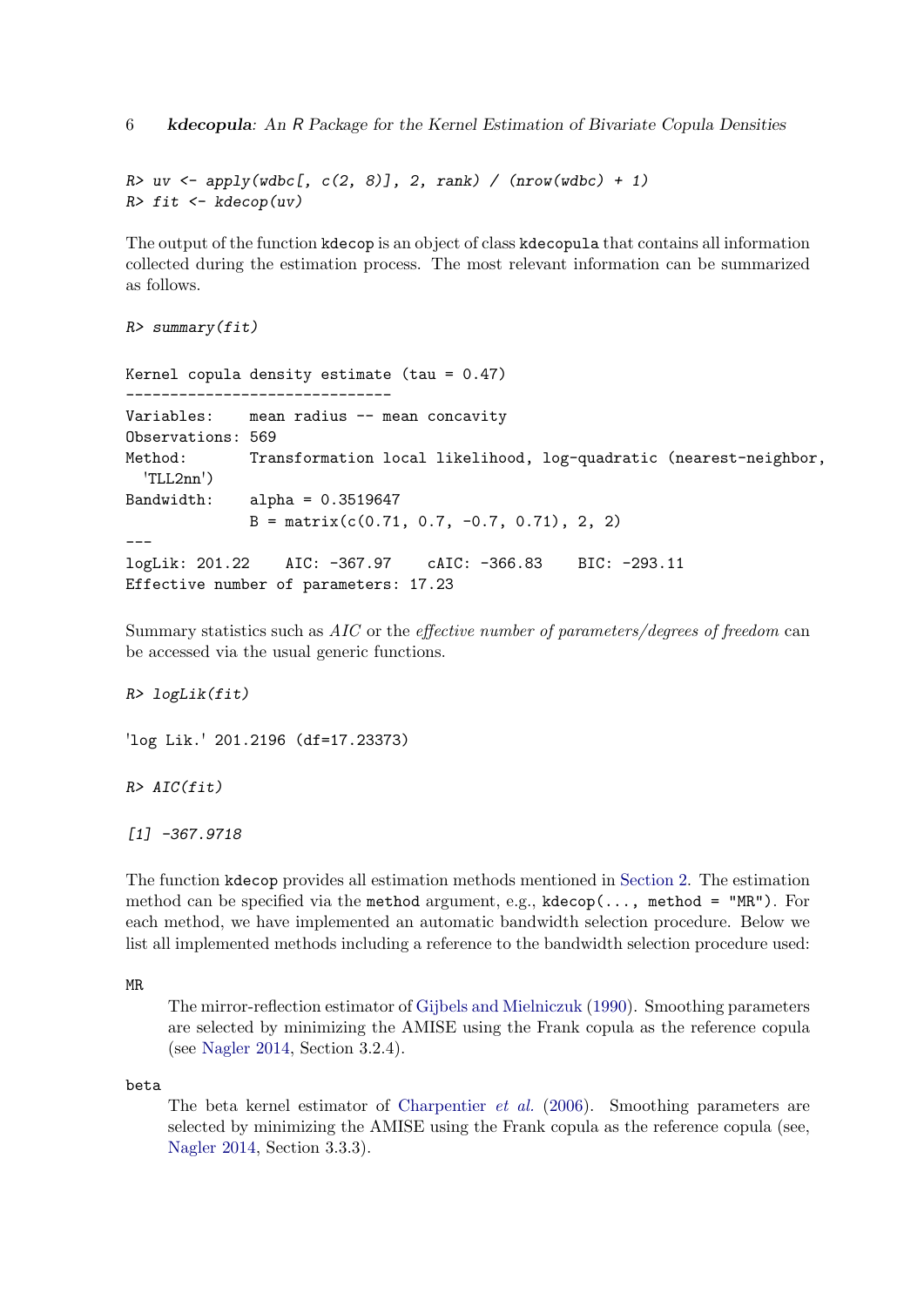```
R> uv <- apply(wdbc[, c(2, 8)], 2, rank) / (nrow(wdbc) + 1)
R> fit <- kdecop(uv)
```

The output of the function `kdecop` is an object of class `kdecopula` that contains all information collected during the estimation process. The most relevant information can be summarized as follows.

```
R> summary(fit)

Kernel copula density estimate (tau = 0.47)
------------------------------
Variables:    mean radius -- mean concavity
Observations: 569
Method:       Transformation local likelihood, log-quadratic (nearest-neighbor,
  'TLL2nn')
Bandwidth:    alpha = 0.3519647
              B = matrix(c(0.71, 0.7, -0.7, 0.71), 2, 2)
---
logLik: 201.22    AIC: -367.97    cAIC: -366.83    BIC: -293.11
Effective number of parameters: 17.23
```

Summary statistics such as *AIC* or the *effective number of parameters/degrees of freedom* can be accessed via the usual generic functions.

```
R> logLik(fit)

'log Lik.' 201.2196 (df=17.23373)

R> AIC(fit)

[1] -367.9718
```

The function `kdecop` provides all estimation methods mentioned in Section 2. The estimation method can be specified via the `method` argument, e.g., `kdecop(..., method = "MR")`. For each method, we have implemented an automatic bandwidth selection procedure. Below we list all implemented methods including a reference to the bandwidth selection procedure used:

`MR`

The mirror-reflection estimator of Gijbels and Mielniczuk (1990). Smoothing parameters are selected by minimizing the AMISE using the Frank copula as the reference copula (see Nagler 2014, Section 3.2.4).

`beta`

The beta kernel estimator of Charpentier *et al.* (2006). Smoothing parameters are selected by minimizing the AMISE using the Frank copula as the reference copula (see, Nagler 2014, Section 3.3.3).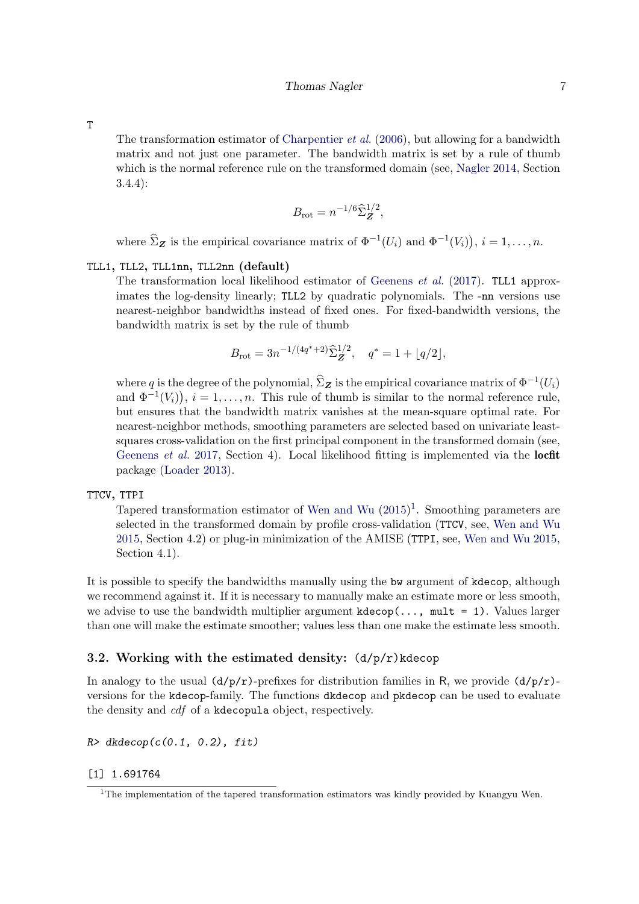`T`

The transformation estimator of Charpentier *et al.* (2006), but allowing for a bandwidth matrix and not just one parameter. The bandwidth matrix is set by a rule of thumb which is the normal reference rule on the transformed domain (see, Nagler 2014, Section 3.4.4):

$$B_{\mathrm{rot}} = n^{-1/6}\widehat{\Sigma}_{\boldsymbol{Z}}^{1/2},$$

where $\widehat{\Sigma}_{\boldsymbol{Z}}$ is the empirical covariance matrix of $\Phi^{-1}(U_i)$ and $\Phi^{-1}(V_i)\big)$, $i = 1, \ldots, n$.

**`TLL1`, `TLL2`, `TLL1nn`, `TLL2nn` (default)**

The transformation local likelihood estimator of Geenens *et al.* (2017). `TLL1` approximates the log-density linearly; `TLL2` by quadratic polynomials. The `-nn` versions use nearest-neighbor bandwidths instead of fixed ones. For fixed-bandwidth versions, the bandwidth matrix is set by the rule of thumb

$$B_{\mathrm{rot}} = 3n^{-1/(4q^*+2)}\widehat{\Sigma}_{\boldsymbol{Z}}^{1/2}, \quad q^* = 1 + \lfloor q/2 \rfloor,$$

where $q$ is the degree of the polynomial, $\widehat{\Sigma}_{\boldsymbol{Z}}$ is the empirical covariance matrix of $\Phi^{-1}(U_i)$ and $\Phi^{-1}(V_i)\big)$, $i = 1, \ldots, n$. This rule of thumb is similar to the normal reference rule, but ensures that the bandwidth matrix vanishes at the mean-square optimal rate. For nearest-neighbor methods, smoothing parameters are selected based on univariate least-squares cross-validation on the first principal component in the transformed domain (see, Geenens *et al.* 2017, Section 4). Local likelihood fitting is implemented via the **locfit** package (Loader 2013).

`TTCV`, `TTPI`

Tapered transformation estimator of Wen and Wu (2015)[1]. Smoothing parameters are selected in the transformed domain by profile cross-validation (`TTCV`, see, Wen and Wu 2015, Section 4.2) or plug-in minimization of the AMISE (`TTPI`, see, Wen and Wu 2015, Section 4.1).

It is possible to specify the bandwidths manually using the `bw` argument of `kdecop`, although we recommend against it. If it is necessary to manually make an estimate more or less smooth, we advise to use the bandwidth multiplier argument `kdecop(..., mult = 1)`. Values larger than one will make the estimate smoother; values less than one make the estimate less smooth.

### 3.2. Working with the estimated density: `(d/p/r)kdecop`

In analogy to the usual `(d/p/r)`-prefixes for distribution families in R, we provide `(d/p/r)`-versions for the `kdecop`-family. The functions `dkdecop` and `pkdecop` can be used to evaluate the density and *cdf* of a `kdecopula` object, respectively.

```
R> dkdecop(c(0.1, 0.2), fit)

[1] 1.691764
```

[1] The implementation of the tapered transformation estimators was kindly provided by Kuangyu Wen.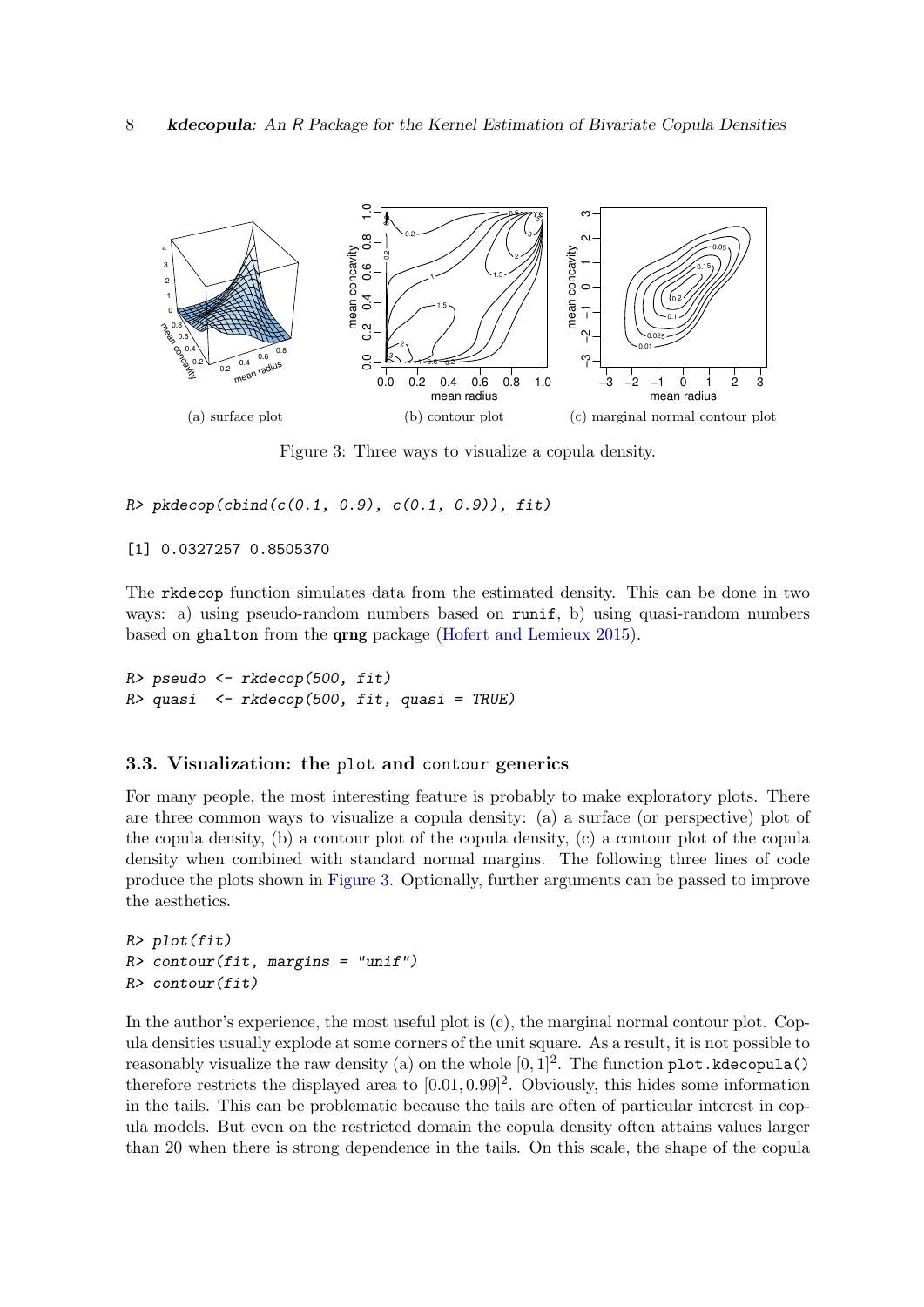(a) surface plot

(b) contour plot

(c) marginal normal contour plot

Figure 3: Three ways to visualize a copula density.

```
R> pkdecop(cbind(c(0.1, 0.9), c(0.1, 0.9)), fit)
```

```
[1] 0.0327257 0.8505370
```

The `rkdecop` function simulates data from the estimated density. This can be done in two ways: a) using pseudo-random numbers based on `runif`, b) using quasi-random numbers based on `ghalton` from the **qrng** package (Hofert and Lemieux 2015).

```
R> pseudo <- rkdecop(500, fit)
R> quasi  <- rkdecop(500, fit, quasi = TRUE)
```

### 3.3. Visualization: the `plot` and `contour` generics

For many people, the most interesting feature is probably to make exploratory plots. There are three common ways to visualize a copula density: (a) a surface (or perspective) plot of the copula density, (b) a contour plot of the copula density, (c) a contour plot of the copula density when combined with standard normal margins. The following three lines of code produce the plots shown in Figure 3. Optionally, further arguments can be passed to improve the aesthetics.

```
R> plot(fit)
R> contour(fit, margins = "unif")
R> contour(fit)
```

In the author's experience, the most useful plot is (c), the marginal normal contour plot. Copula densities usually explode at some corners of the unit square. As a result, it is not possible to reasonably visualize the raw density (a) on the whole $[0, 1]^2$. The function `plot.kdecopula()` therefore restricts the displayed area to $[0.01, 0.99]^2$. Obviously, this hides some information in the tails. This can be problematic because the tails are often of particular interest in copula models. But even on the restricted domain the copula density often attains values larger than 20 when there is strong dependence in the tails. On this scale, the shape of the copula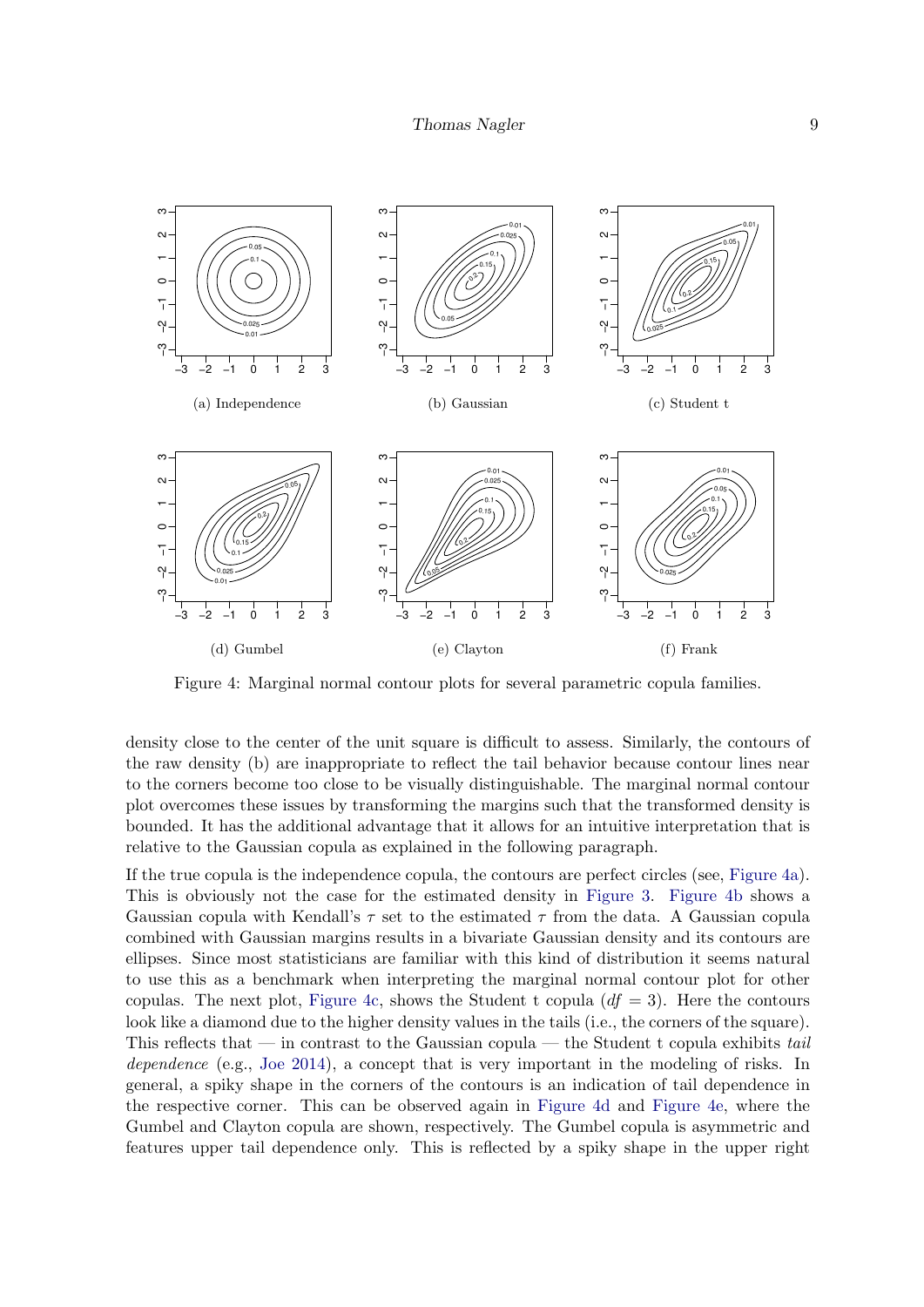Figure 4: Marginal normal contour plots for several parametric copula families.

density close to the center of the unit square is difficult to assess. Similarly, the contours of the raw density (b) are inappropriate to reflect the tail behavior because contour lines near to the corners become too close to be visually distinguishable. The marginal normal contour plot overcomes these issues by transforming the margins such that the transformed density is bounded. It has the additional advantage that it allows for an intuitive interpretation that is relative to the Gaussian copula as explained in the following paragraph.

If the true copula is the independence copula, the contours are perfect circles (see, Figure 4a). This is obviously not the case for the estimated density in Figure 3. Figure 4b shows a Gaussian copula with Kendall's $\tau$ set to the estimated $\tau$ from the data. A Gaussian copula combined with Gaussian margins results in a bivariate Gaussian density and its contours are ellipses. Since most statisticians are familiar with this kind of distribution it seems natural to use this as a benchmark when interpreting the marginal normal contour plot for other copulas. The next plot, Figure 4c, shows the Student t copula ($df = 3$). Here the contours look like a diamond due to the higher density values in the tails (i.e., the corners of the square). This reflects that — in contrast to the Gaussian copula — the Student t copula exhibits *tail dependence* (e.g., Joe 2014), a concept that is very important in the modeling of risks. In general, a spiky shape in the corners of the contours is an indication of tail dependence in the respective corner. This can be observed again in Figure 4d and Figure 4e, where the Gumbel and Clayton copula are shown, respectively. The Gumbel copula is asymmetric and features upper tail dependence only. This is reflected by a spiky shape in the upper right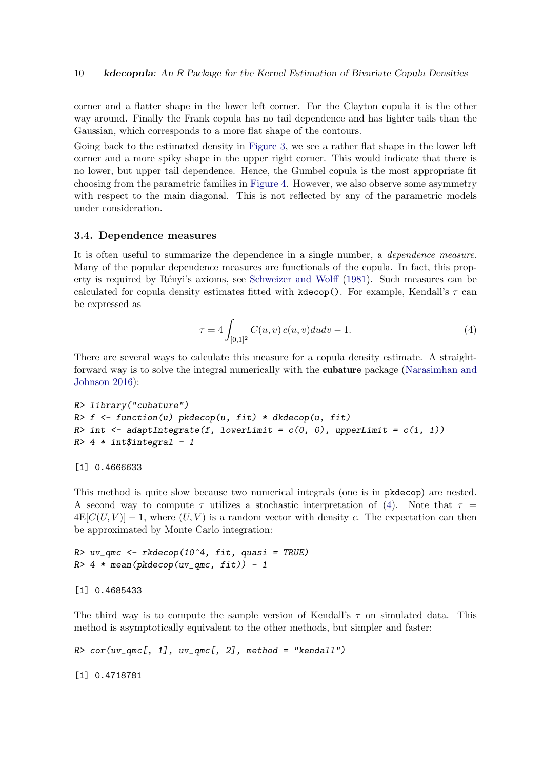corner and a flatter shape in the lower left corner. For the Clayton copula it is the other way around. Finally the Frank copula has no tail dependence and has lighter tails than the Gaussian, which corresponds to a more flat shape of the contours.

Going back to the estimated density in Figure 3, we see a rather flat shape in the lower left corner and a more spiky shape in the upper right corner. This would indicate that there is no lower, but upper tail dependence. Hence, the Gumbel copula is the most appropriate fit choosing from the parametric families in Figure 4. However, we also observe some asymmetry with respect to the main diagonal. This is not reflected by any of the parametric models under consideration.

### 3.4. Dependence measures

It is often useful to summarize the dependence in a single number, a *dependence measure*. Many of the popular dependence measures are functionals of the copula. In fact, this property is required by Rényi's axioms, see Schweizer and Wolff (1981). Such measures can be calculated for copula density estimates fitted with `kdecop()`. For example, Kendall's $\tau$ can be expressed as

$$\tau = 4 \int_{[0,1]^2} C(u, v)\, c(u, v) du dv - 1. \tag{4}$$

There are several ways to calculate this measure for a copula density estimate. A straightforward way is to solve the integral numerically with the **cubature** package (Narasimhan and Johnson 2016):

```
R> library("cubature")
R> f <- function(u) pkdecop(u, fit) * dkdecop(u, fit)
R> int <- adaptIntegrate(f, lowerLimit = c(0, 0), upperLimit = c(1, 1))
R> 4 * int$integral - 1
```

```
[1] 0.4666633
```

This method is quite slow because two numerical integrals (one is in `pkdecop`) are nested. A second way to compute $\tau$ utilizes a stochastic interpretation of (4). Note that $\tau = 4\mathrm{E}[C(U, V)] - 1$, where $(U, V)$ is a random vector with density $c$. The expectation can then be approximated by Monte Carlo integration:

```
R> uv_qmc <- rkdecop(10^4, fit, quasi = TRUE)
R> 4 * mean(pkdecop(uv_qmc, fit)) - 1
```

```
[1] 0.4685433
```

The third way is to compute the sample version of Kendall's $\tau$ on simulated data. This method is asymptotically equivalent to the other methods, but simpler and faster:

```
R> cor(uv_qmc[, 1], uv_qmc[, 2], method = "kendall")
```

```
[1] 0.4718781
```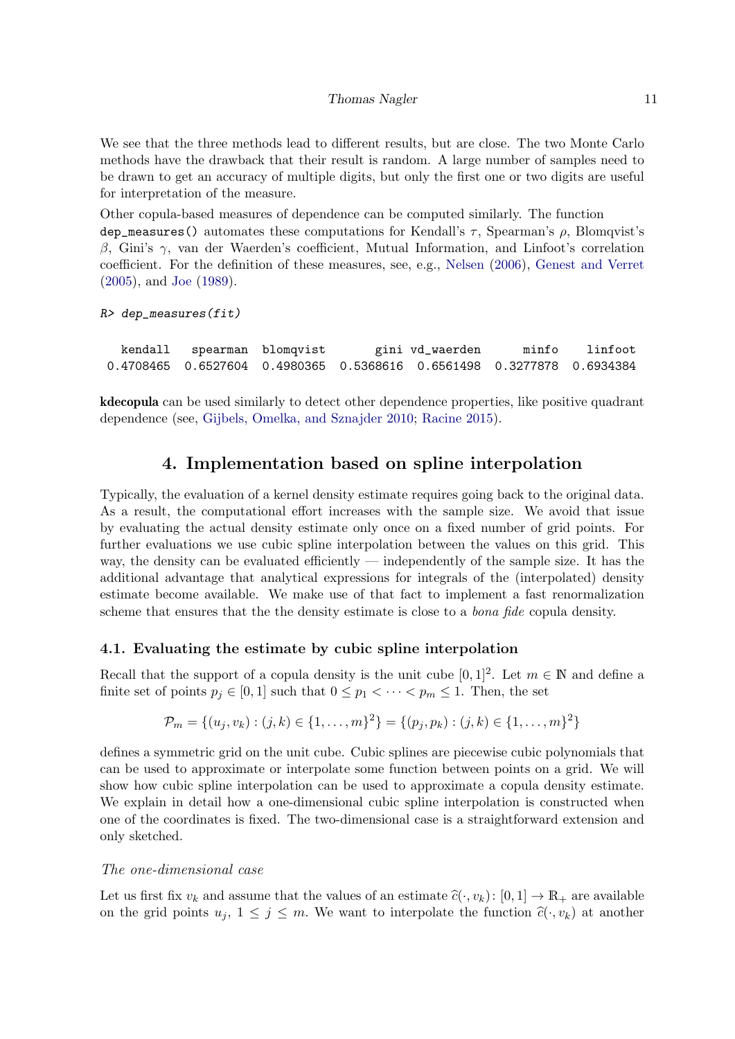We see that the three methods lead to different results, but are close. The two Monte Carlo methods have the drawback that their result is random. A large number of samples need to be drawn to get an accuracy of multiple digits, but only the first one or two digits are useful for interpretation of the measure.

Other copula-based measures of dependence can be computed similarly. The function `dep_measures()` automates these computations for Kendall's $\tau$, Spearman's $\rho$, Blomqvist's $\beta$, Gini's $\gamma$, van der Waerden's coefficient, Mutual Information, and Linfoot's correlation coefficient. For the definition of these measures, see, e.g., Nelsen (2006), Genest and Verret (2005), and Joe (1989).

```
R> dep_measures(fit)

  kendall   spearman  blomqvist       gini vd_waerden      minfo    linfoot
0.4708465  0.6527604  0.4980365  0.5368616  0.6561498  0.3277878  0.6934384
```

**kdecopula** can be used similarly to detect other dependence properties, like positive quadrant dependence (see, Gijbels, Omelka, and Sznajder 2010; Racine 2015).

## 4. Implementation based on spline interpolation

Typically, the evaluation of a kernel density estimate requires going back to the original data. As a result, the computational effort increases with the sample size. We avoid that issue by evaluating the actual density estimate only once on a fixed number of grid points. For further evaluations we use cubic spline interpolation between the values on this grid. This way, the density can be evaluated efficiently — independently of the sample size. It has the additional advantage that analytical expressions for integrals of the (interpolated) density estimate become available. We make use of that fact to implement a fast renormalization scheme that ensures that the the density estimate is close to a *bona fide* copula density.

### 4.1. Evaluating the estimate by cubic spline interpolation

Recall that the support of a copula density is the unit cube $[0,1]^2$. Let $m \in \mathbb{N}$ and define a finite set of points $p_j \in [0,1]$ such that $0 \leq p_1 < \cdots < p_m \leq 1$. Then, the set

$$\mathcal{P}_m = \{(u_j, v_k) : (j,k) \in \{1, \ldots, m\}^2\} = \{(p_j, p_k) : (j,k) \in \{1, \ldots, m\}^2\}$$

defines a symmetric grid on the unit cube. Cubic splines are piecewise cubic polynomials that can be used to approximate or interpolate some function between points on a grid. We will show how cubic spline interpolation can be used to approximate a copula density estimate. We explain in detail how a one-dimensional cubic spline interpolation is constructed when one of the coordinates is fixed. The two-dimensional case is a straightforward extension and only sketched.

*The one-dimensional case*

Let us first fix $v_k$ and assume that the values of an estimate $\widehat{c}(\cdot, v_k) \colon [0,1] \to \mathbb{R}_+$ are available on the grid points $u_j$, $1 \leq j \leq m$. We want to interpolate the function $\widehat{c}(\cdot, v_k)$ at another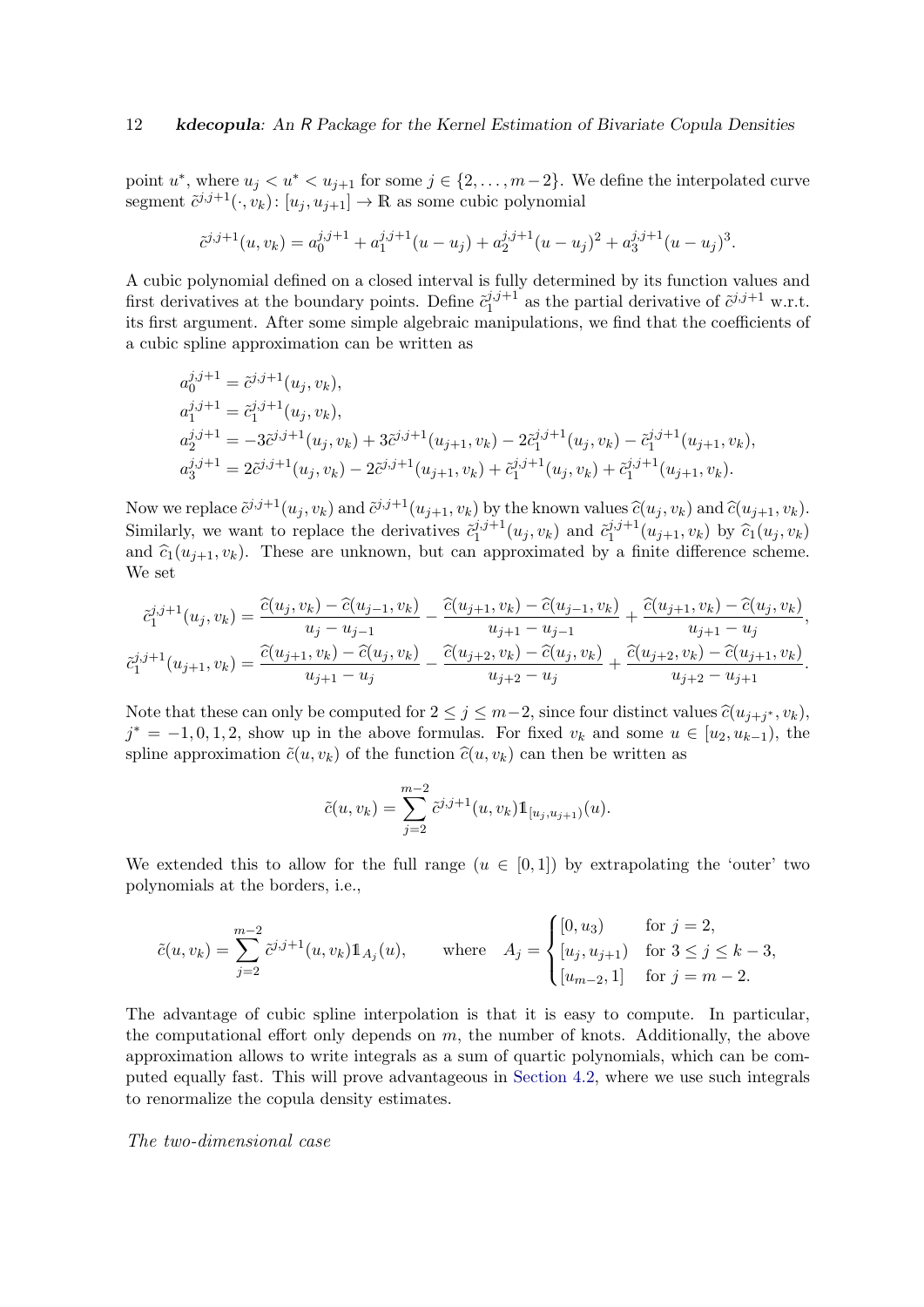point $u^*$, where $u_j < u^* < u_{j+1}$ for some $j \in \{2, \ldots, m-2\}$. We define the interpolated curve segment $\tilde{c}^{j,j+1}(\cdot, v_k) \colon [u_j, u_{j+1}] \to \mathbb{R}$ as some cubic polynomial

$$\tilde{c}^{j,j+1}(u, v_k) = a_0^{j,j+1} + a_1^{j,j+1}(u - u_j) + a_2^{j,j+1}(u - u_j)^2 + a_3^{j,j+1}(u - u_j)^3.$$

A cubic polynomial defined on a closed interval is fully determined by its function values and first derivatives at the boundary points. Define $\tilde{c}_1^{j,j+1}$ as the partial derivative of $\tilde{c}^{j,j+1}$ w.r.t. its first argument. After some simple algebraic manipulations, we find that the coefficients of a cubic spline approximation can be written as

$$\begin{aligned}
a_0^{j,j+1} &= \tilde{c}^{j,j+1}(u_j, v_k), \\
a_1^{j,j+1} &= \tilde{c}_1^{j,j+1}(u_j, v_k), \\
a_2^{j,j+1} &= -3\tilde{c}^{j,j+1}(u_j, v_k) + 3\tilde{c}^{j,j+1}(u_{j+1}, v_k) - 2\tilde{c}_1^{j,j+1}(u_j, v_k) - \tilde{c}_1^{j,j+1}(u_{j+1}, v_k), \\
a_3^{j,j+1} &= 2\tilde{c}^{j,j+1}(u_j, v_k) - 2\tilde{c}^{j,j+1}(u_{j+1}, v_k) + \tilde{c}_1^{j,j+1}(u_j, v_k) + \tilde{c}_1^{j,j+1}(u_{j+1}, v_k).
\end{aligned}$$

Now we replace $\tilde{c}^{j,j+1}(u_j, v_k)$ and $\tilde{c}^{j,j+1}(u_{j+1}, v_k)$ by the known values $\widehat{c}(u_j, v_k)$ and $\widehat{c}(u_{j+1}, v_k)$. Similarly, we want to replace the derivatives $\tilde{c}_1^{j,j+1}(u_j, v_k)$ and $\tilde{c}_1^{j,j+1}(u_{j+1}, v_k)$ by $\widehat{c}_1(u_j, v_k)$ and $\widehat{c}_1(u_{j+1}, v_k)$. These are unknown, but can approximated by a finite difference scheme. We set

$$\begin{aligned}
\tilde{c}_1^{j,j+1}(u_j, v_k) &= \frac{\widehat{c}(u_j, v_k) - \widehat{c}(u_{j-1}, v_k)}{u_j - u_{j-1}} - \frac{\widehat{c}(u_{j+1}, v_k) - \widehat{c}(u_{j-1}, v_k)}{u_{j+1} - u_{j-1}} + \frac{\widehat{c}(u_{j+1}, v_k) - \widehat{c}(u_j, v_k)}{u_{j+1} - u_j}, \\
\tilde{c}_1^{j,j+1}(u_{j+1}, v_k) &= \frac{\widehat{c}(u_{j+1}, v_k) - \widehat{c}(u_j, v_k)}{u_{j+1} - u_j} - \frac{\widehat{c}(u_{j+2}, v_k) - \widehat{c}(u_j, v_k)}{u_{j+2} - u_j} + \frac{\widehat{c}(u_{j+2}, v_k) - \widehat{c}(u_{j+1}, v_k)}{u_{j+2} - u_{j+1}}.
\end{aligned}$$

Note that these can only be computed for $2 \leq j \leq m-2$, since four distinct values $\widehat{c}(u_{j+j^*}, v_k)$, $j^* = -1, 0, 1, 2$, show up in the above formulas. For fixed $v_k$ and some $u \in [u_2, u_{k-1})$, the spline approximation $\tilde{c}(u, v_k)$ of the function $\widehat{c}(u, v_k)$ can then be written as

$$\tilde{c}(u, v_k) = \sum_{j=2}^{m-2} \tilde{c}^{j,j+1}(u, v_k) \mathbb{1}_{[u_j, u_{j+1})}(u).$$

We extended this to allow for the full range ($u \in [0, 1]$) by extrapolating the 'outer' two polynomials at the borders, i.e.,

$$\tilde{c}(u, v_k) = \sum_{j=2}^{m-2} \tilde{c}^{j,j+1}(u, v_k) \mathbb{1}_{A_j}(u), \qquad \text{where} \quad A_j = \begin{cases} [0, u_3) & \text{for } j = 2, \\ [u_j, u_{j+1}) & \text{for } 3 \leq j \leq k-3, \\ [u_{m-2}, 1] & \text{for } j = m-2. \end{cases}$$

The advantage of cubic spline interpolation is that it is easy to compute. In particular, the computational effort only depends on $m$, the number of knots. Additionally, the above approximation allows to write integrals as a sum of quartic polynomials, which can be computed equally fast. This will prove advantageous in Section 4.2, where we use such integrals to renormalize the copula density estimates.

*The two-dimensional case*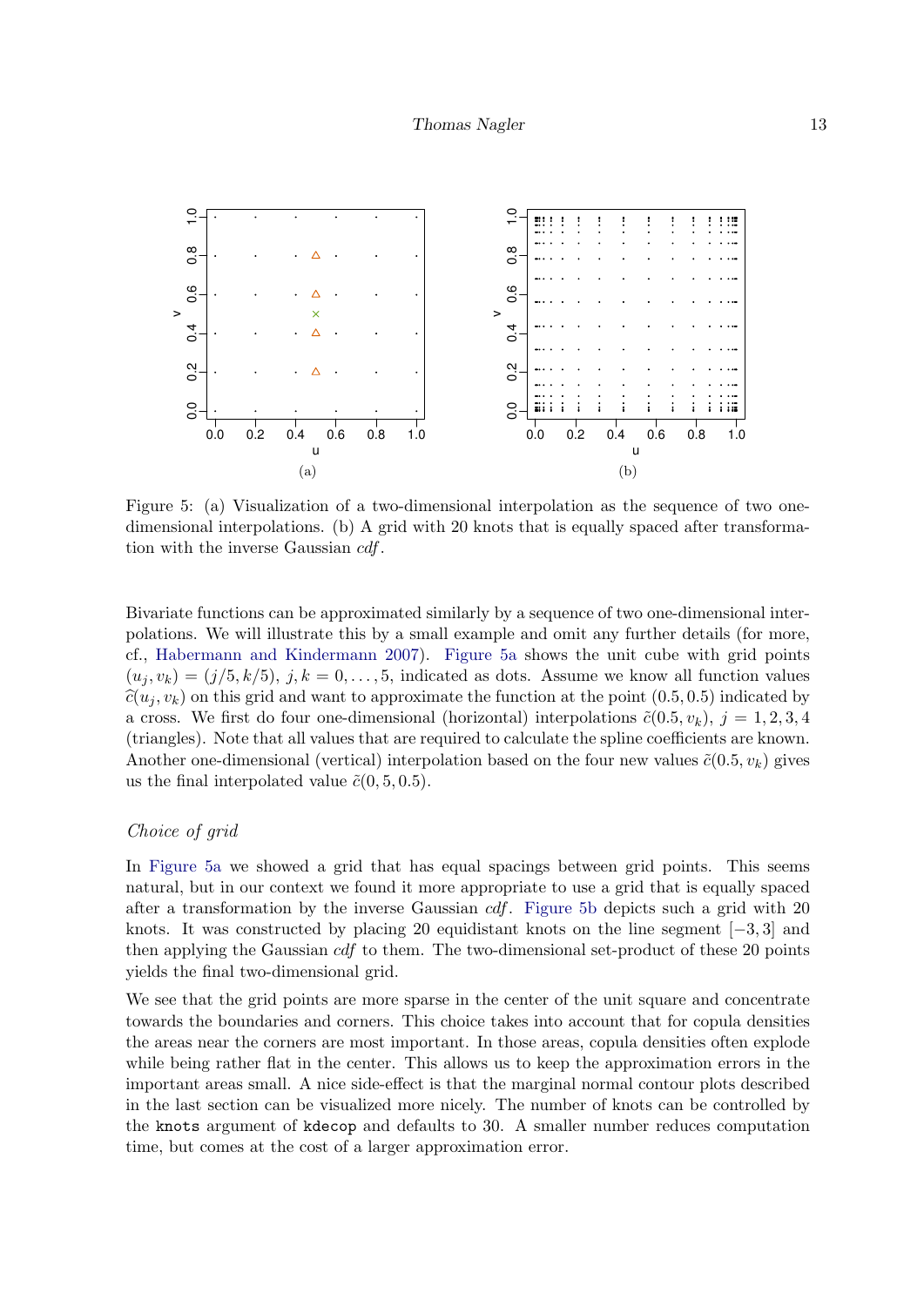Figure 5: (a) Visualization of a two-dimensional interpolation as the sequence of two one-dimensional interpolations. (b) A grid with 20 knots that is equally spaced after transformation with the inverse Gaussian *cdf*.

Bivariate functions can be approximated similarly by a sequence of two one-dimensional interpolations. We will illustrate this by a small example and omit any further details (for more, cf., Habermann and Kindermann 2007). Figure 5a shows the unit cube with grid points $(u_j, v_k) = (j/5, k/5)$, $j, k = 0, \ldots, 5$, indicated as dots. Assume we know all function values $\widehat{c}(u_j, v_k)$ on this grid and want to approximate the function at the point $(0.5, 0.5)$ indicated by a cross. We first do four one-dimensional (horizontal) interpolations $\tilde{c}(0.5, v_k)$, $j = 1, 2, 3, 4$ (triangles). Note that all values that are required to calculate the spline coefficients are known. Another one-dimensional (vertical) interpolation based on the four new values $\tilde{c}(0.5, v_k)$ gives us the final interpolated value $\tilde{c}(0, 5, 0.5)$.

### *Choice of grid*

In Figure 5a we showed a grid that has equal spacings between grid points. This seems natural, but in our context we found it more appropriate to use a grid that is equally spaced after a transformation by the inverse Gaussian *cdf*. Figure 5b depicts such a grid with 20 knots. It was constructed by placing 20 equidistant knots on the line segment $[-3, 3]$ and then applying the Gaussian *cdf* to them. The two-dimensional set-product of these 20 points yields the final two-dimensional grid.

We see that the grid points are more sparse in the center of the unit square and concentrate towards the boundaries and corners. This choice takes into account that for copula densities the areas near the corners are most important. In those areas, copula densities often explode while being rather flat in the center. This allows us to keep the approximation errors in the important areas small. A nice side-effect is that the marginal normal contour plots described in the last section can be visualized more nicely. The number of knots can be controlled by the `knots` argument of `kdecop` and defaults to 30. A smaller number reduces computation time, but comes at the cost of a larger approximation error.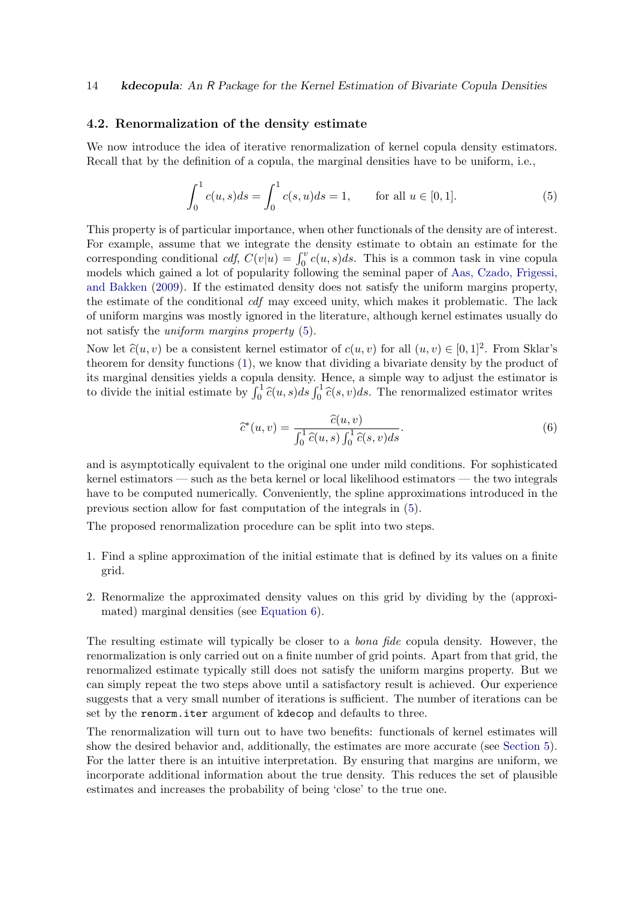### 4.2. Renormalization of the density estimate

We now introduce the idea of iterative renormalization of kernel copula density estimators. Recall that by the definition of a copula, the marginal densities have to be uniform, i.e.,

$$\int_0^1 c(u,s)ds = \int_0^1 c(s,u)ds = 1, \qquad \text{for all } u \in [0,1]. \tag{5}$$

This property is of particular importance, when other functionals of the density are of interest. For example, assume that we integrate the density estimate to obtain an estimate for the corresponding conditional *cdf*, $C(v|u) = \int_0^v c(u,s)ds$. This is a common task in vine copula models which gained a lot of popularity following the seminal paper of Aas, Czado, Frigessi, and Bakken (2009). If the estimated density does not satisfy the uniform margins property, the estimate of the conditional *cdf* may exceed unity, which makes it problematic. The lack of uniform margins was mostly ignored in the literature, although kernel estimates usually do not satisfy the *uniform margins property* (5).

Now let $\widehat{c}(u,v)$ be a consistent kernel estimator of $c(u,v)$ for all $(u,v) \in [0,1]^2$. From Sklar's theorem for density functions (1), we know that dividing a bivariate density by the product of its marginal densities yields a copula density. Hence, a simple way to adjust the estimator is to divide the initial estimate by $\int_0^1 \widehat{c}(u,s)ds \int_0^1 \widehat{c}(s,v)ds$. The renormalized estimator writes

$$\widehat{c}^*(u,v) = \frac{\widehat{c}(u,v)}{\int_0^1 \widehat{c}(u,s) \int_0^1 \widehat{c}(s,v)ds}. \tag{6}$$

and is asymptotically equivalent to the original one under mild conditions. For sophisticated kernel estimators — such as the beta kernel or local likelihood estimators — the two integrals have to be computed numerically. Conveniently, the spline approximations introduced in the previous section allow for fast computation of the integrals in (5).

The proposed renormalization procedure can be split into two steps.

1. Find a spline approximation of the initial estimate that is defined by its values on a finite grid.
2. Renormalize the approximated density values on this grid by dividing by the (approximated) marginal densities (see Equation 6).

The resulting estimate will typically be closer to a *bona fide* copula density. However, the renormalization is only carried out on a finite number of grid points. Apart from that grid, the renormalized estimate typically still does not satisfy the uniform margins property. But we can simply repeat the two steps above until a satisfactory result is achieved. Our experience suggests that a very small number of iterations is sufficient. The number of iterations can be set by the `renorm.iter` argument of `kdecop` and defaults to three.

The renormalization will turn out to have two benefits: functionals of kernel estimates will show the desired behavior and, additionally, the estimates are more accurate (see Section 5). For the latter there is an intuitive interpretation. By ensuring that margins are uniform, we incorporate additional information about the true density. This reduces the set of plausible estimates and increases the probability of being 'close' to the true one.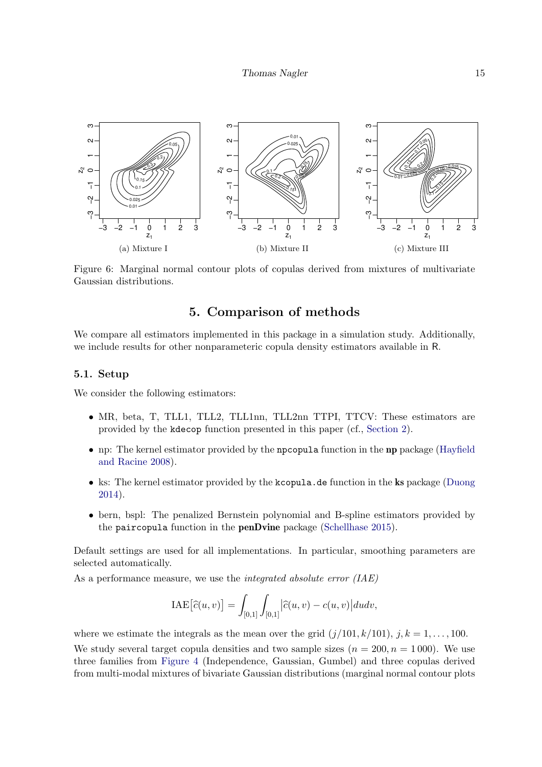(a) Mixture I (b) Mixture II (c) Mixture III

Figure 6: Marginal normal contour plots of copulas derived from mixtures of multivariate Gaussian distributions.

## 5. Comparison of methods

We compare all estimators implemented in this package in a simulation study. Additionally, we include results for other nonparameteric copula density estimators available in R.

### 5.1. Setup

We consider the following estimators:

- MR, beta, T, TLL1, TLL2, TLL1nn, TLL2nn TTPI, TTCV: These estimators are provided by the `kdecop` function presented in this paper (cf., Section 2).
- np: The kernel estimator provided by the `npcopula` function in the **np** package (Hayfield and Racine 2008).
- ks: The kernel estimator provided by the `kcopula.de` function in the **ks** package (Duong 2014).
- bern, bspl: The penalized Bernstein polynomial and B-spline estimators provided by the `paircopula` function in the **penDvine** package (Schellhase 2015).

Default settings are used for all implementations. In particular, smoothing parameters are selected automatically.

As a performance measure, we use the *integrated absolute error (IAE)*

$$\mathrm{IAE}\big[\widehat{c}(u,v)\big] = \int_{[0,1]} \int_{[0,1]} \big|\widehat{c}(u,v) - c(u,v)\big| du dv,$$

where we estimate the integrals as the mean over the grid $(j/101, k/101)$, $j,k = 1,\ldots,100$.

We study several target copula densities and two sample sizes ($n = 200, n = 1\,000$). We use three families from Figure 4 (Independence, Gaussian, Gumbel) and three copulas derived from multi-modal mixtures of bivariate Gaussian distributions (marginal normal contour plots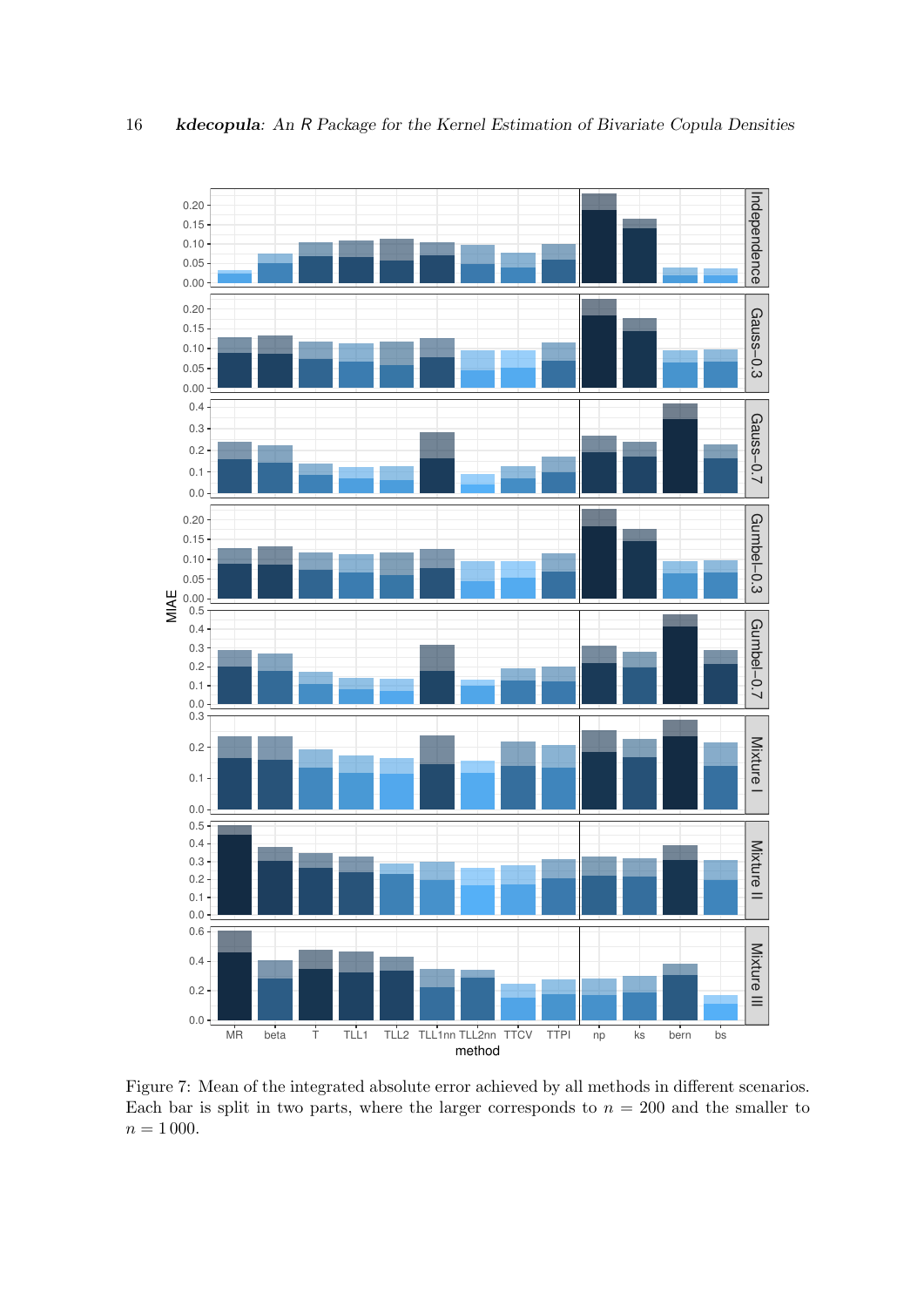Figure 7: Mean of the integrated absolute error achieved by all methods in different scenarios. Each bar is split in two parts, where the larger corresponds to $n = 200$ and the smaller to $n = 1\,000$.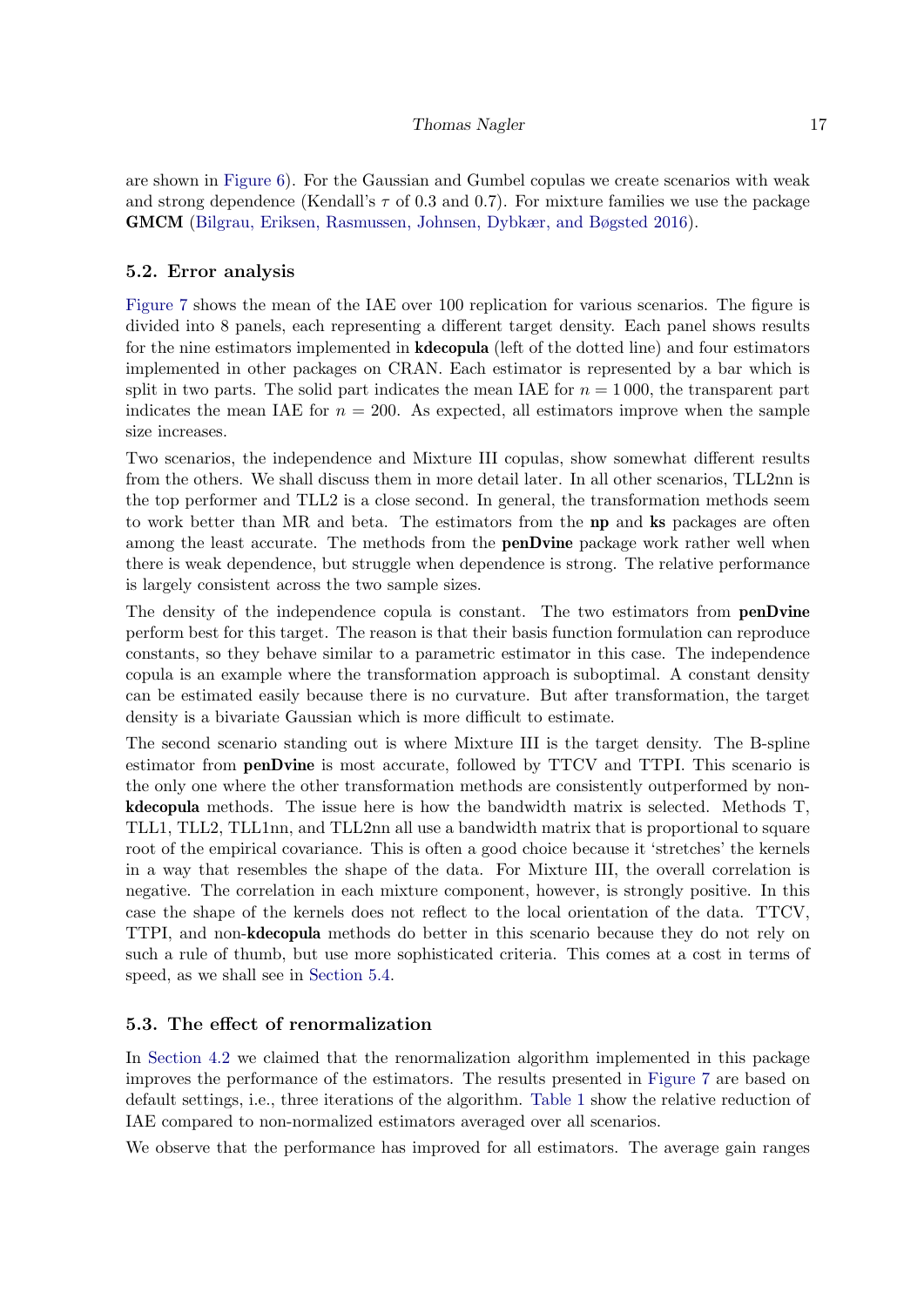are shown in Figure 6). For the Gaussian and Gumbel copulas we create scenarios with weak and strong dependence (Kendall's $\tau$ of 0.3 and 0.7). For mixture families we use the package **GMCM** (Bilgrau, Eriksen, Rasmussen, Johnsen, Dybkær, and Bøgsted 2016).

### 5.2. Error analysis

Figure 7 shows the mean of the IAE over 100 replication for various scenarios. The figure is divided into 8 panels, each representing a different target density. Each panel shows results for the nine estimators implemented in **kdecopula** (left of the dotted line) and four estimators implemented in other packages on CRAN. Each estimator is represented by a bar which is split in two parts. The solid part indicates the mean IAE for $n = 1\,000$, the transparent part indicates the mean IAE for $n = 200$. As expected, all estimators improve when the sample size increases.

Two scenarios, the independence and Mixture III copulas, show somewhat different results from the others. We shall discuss them in more detail later. In all other scenarios, TLL2nn is the top performer and TLL2 is a close second. In general, the transformation methods seem to work better than MR and beta. The estimators from the **np** and **ks** packages are often among the least accurate. The methods from the **penDvine** package work rather well when there is weak dependence, but struggle when dependence is strong. The relative performance is largely consistent across the two sample sizes.

The density of the independence copula is constant. The two estimators from **penDvine** perform best for this target. The reason is that their basis function formulation can reproduce constants, so they behave similar to a parametric estimator in this case. The independence copula is an example where the transformation approach is suboptimal. A constant density can be estimated easily because there is no curvature. But after transformation, the target density is a bivariate Gaussian which is more difficult to estimate.

The second scenario standing out is where Mixture III is the target density. The B-spline estimator from **penDvine** is most accurate, followed by TTCV and TTPI. This scenario is the only one where the other transformation methods are consistently outperformed by non-**kdecopula** methods. The issue here is how the bandwidth matrix is selected. Methods T, TLL1, TLL2, TLL1nn, and TLL2nn all use a bandwidth matrix that is proportional to square root of the empirical covariance. This is often a good choice because it 'stretches' the kernels in a way that resembles the shape of the data. For Mixture III, the overall correlation is negative. The correlation in each mixture component, however, is strongly positive. In this case the shape of the kernels does not reflect to the local orientation of the data. TTCV, TTPI, and non-**kdecopula** methods do better in this scenario because they do not rely on such a rule of thumb, but use more sophisticated criteria. This comes at a cost in terms of speed, as we shall see in Section 5.4.

### 5.3. The effect of renormalization

In Section 4.2 we claimed that the renormalization algorithm implemented in this package improves the performance of the estimators. The results presented in Figure 7 are based on default settings, i.e., three iterations of the algorithm. Table 1 show the relative reduction of IAE compared to non-normalized estimators averaged over all scenarios.

We observe that the performance has improved for all estimators. The average gain ranges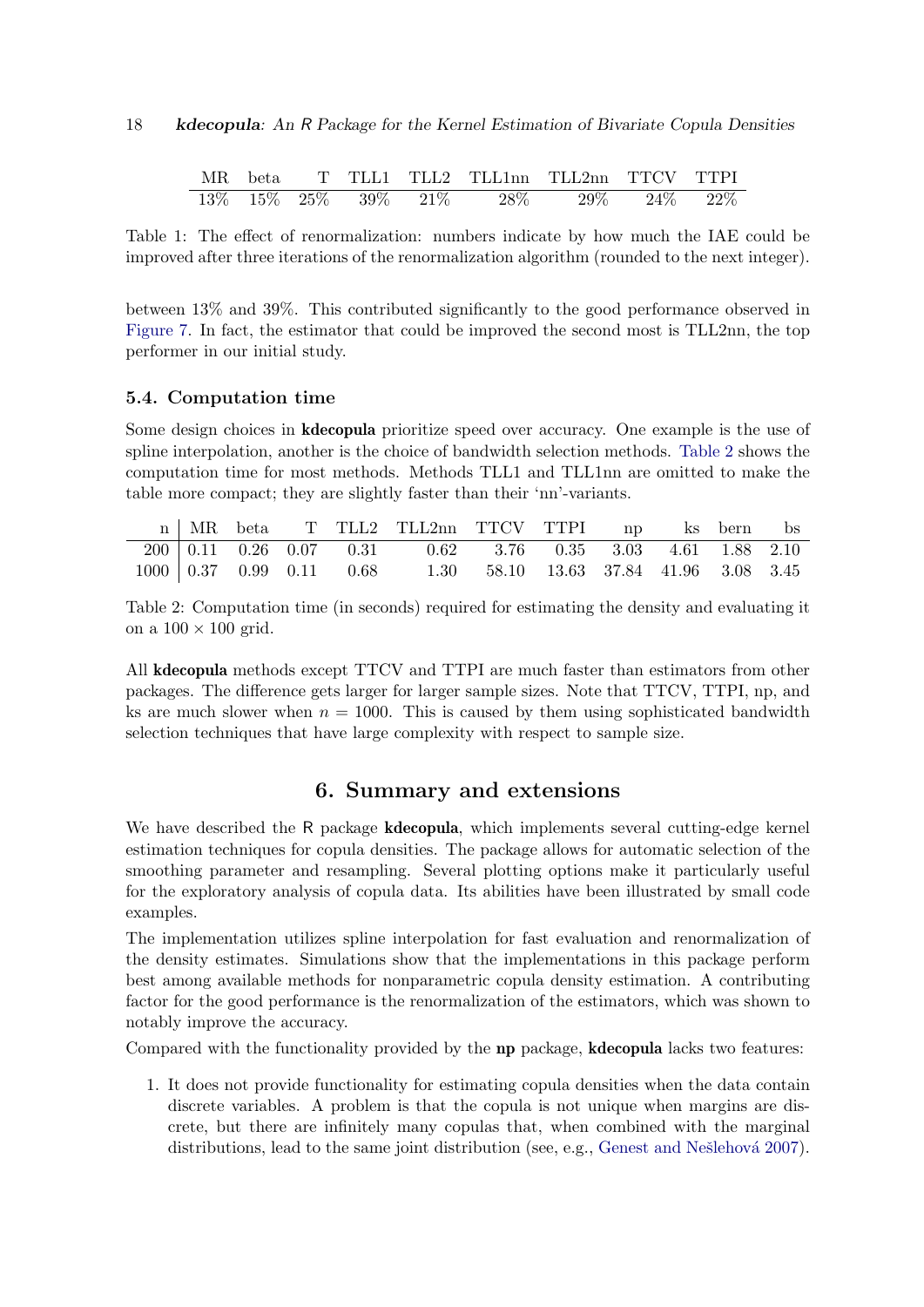| MR | beta | T | TLL1 | TLL2 | TLL1nn | TLL2nn | TTCV | TTPI |
|---|---|---|---|---|---|---|---|---|
| 13% | 15% | 25% | 39% | 21% | 28% | 29% | 24% | 22% |

Table 1: The effect of renormalization: numbers indicate by how much the IAE could be improved after three iterations of the renormalization algorithm (rounded to the next integer).

between 13% and 39%. This contributed significantly to the good performance observed in Figure 7. In fact, the estimator that could be improved the second most is TLL2nn, the top performer in our initial study.

### 5.4. Computation time

Some design choices in **kdecopula** prioritize speed over accuracy. One example is the use of spline interpolation, another is the choice of bandwidth selection methods. Table 2 shows the computation time for most methods. Methods TLL1 and TLL1nn are omitted to make the table more compact; they are slightly faster than their 'nn'-variants.

| n | MR | beta | T | TLL2 | TLL2nn | TTCV | TTPI | np | ks | bern | bs |
|---|---|---|---|---|---|---|---|---|---|---|---|
| 200 | 0.11 | 0.26 | 0.07 | 0.31 | 0.62 | 3.76 | 0.35 | 3.03 | 4.61 | 1.88 | 2.10 |
| 1000 | 0.37 | 0.99 | 0.11 | 0.68 | 1.30 | 58.10 | 13.63 | 37.84 | 41.96 | 3.08 | 3.45 |

Table 2: Computation time (in seconds) required for estimating the density and evaluating it on a $100 \times 100$ grid.

All **kdecopula** methods except TTCV and TTPI are much faster than estimators from other packages. The difference gets larger for larger sample sizes. Note that TTCV, TTPI, np, and ks are much slower when $n = 1000$. This is caused by them using sophisticated bandwidth selection techniques that have large complexity with respect to sample size.

## 6. Summary and extensions

We have described the R package **kdecopula**, which implements several cutting-edge kernel estimation techniques for copula densities. The package allows for automatic selection of the smoothing parameter and resampling. Several plotting options make it particularly useful for the exploratory analysis of copula data. Its abilities have been illustrated by small code examples.

The implementation utilizes spline interpolation for fast evaluation and renormalization of the density estimates. Simulations show that the implementations in this package perform best among available methods for nonparametric copula density estimation. A contributing factor for the good performance is the renormalization of the estimators, which was shown to notably improve the accuracy.

Compared with the functionality provided by the **np** package, **kdecopula** lacks two features:

1. It does not provide functionality for estimating copula densities when the data contain discrete variables. A problem is that the copula is not unique when margins are discrete, but there are infinitely many copulas that, when combined with the marginal distributions, lead to the same joint distribution (see, e.g., Genest and Nešlehová 2007).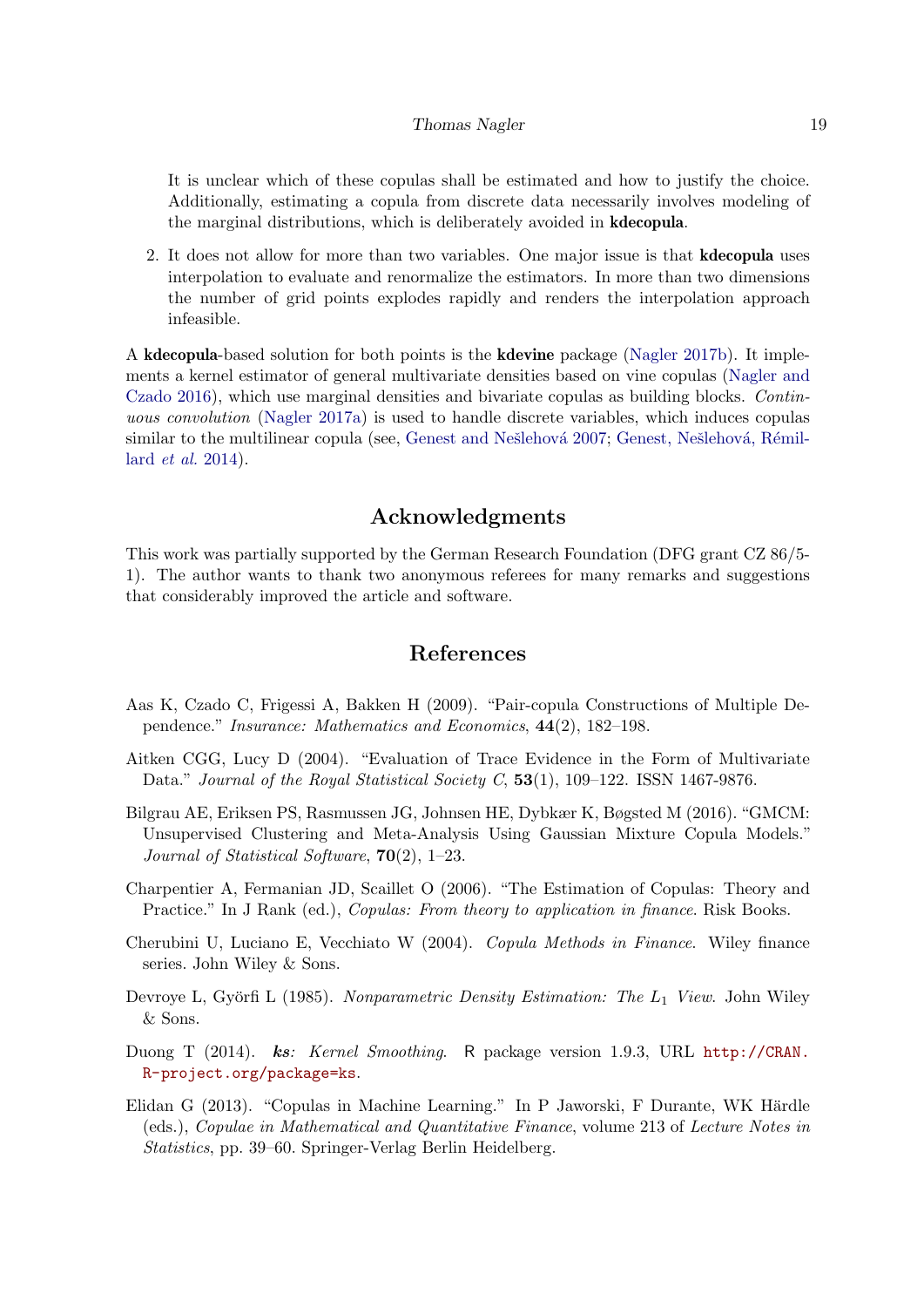It is unclear which of these copulas shall be estimated and how to justify the choice. Additionally, estimating a copula from discrete data necessarily involves modeling of the marginal distributions, which is deliberately avoided in **kdecopula**.

2. It does not allow for more than two variables. One major issue is that **kdecopula** uses interpolation to evaluate and renormalize the estimators. In more than two dimensions the number of grid points explodes rapidly and renders the interpolation approach infeasible.

A **kdecopula**-based solution for both points is the **kdevine** package (Nagler 2017b). It implements a kernel estimator of general multivariate densities based on vine copulas (Nagler and Czado 2016), which use marginal densities and bivariate copulas as building blocks. *Continuous convolution* (Nagler 2017a) is used to handle discrete variables, which induces copulas similar to the multilinear copula (see, Genest and Nešlehová 2007; Genest, Nešlehová, Rémillard *et al*. 2014).

## Acknowledgments

This work was partially supported by the German Research Foundation (DFG grant CZ 86/5-1). The author wants to thank two anonymous referees for many remarks and suggestions that considerably improved the article and software.

## References

Aas K, Czado C, Frigessi A, Bakken H (2009). "Pair-copula Constructions of Multiple Dependence." *Insurance: Mathematics and Economics*, **44**(2), 182–198.

Aitken CGG, Lucy D (2004). "Evaluation of Trace Evidence in the Form of Multivariate Data." *Journal of the Royal Statistical Society C*, **53**(1), 109–122. ISSN 1467-9876.

Bilgrau AE, Eriksen PS, Rasmussen JG, Johnsen HE, Dybkær K, Bøgsted M (2016). "GMCM: Unsupervised Clustering and Meta-Analysis Using Gaussian Mixture Copula Models." *Journal of Statistical Software*, **70**(2), 1–23.

Charpentier A, Fermanian JD, Scaillet O (2006). "The Estimation of Copulas: Theory and Practice." In J Rank (ed.), *Copulas: From theory to application in finance*. Risk Books.

Cherubini U, Luciano E, Vecchiato W (2004). *Copula Methods in Finance*. Wiley finance series. John Wiley & Sons.

Devroye L, Györfi L (1985). *Nonparametric Density Estimation: The $L_1$ View*. John Wiley & Sons.

Duong T (2014). ***ks**: Kernel Smoothing*. R package version 1.9.3, URL http://CRAN.R-project.org/package=ks.

Elidan G (2013). "Copulas in Machine Learning." In P Jaworski, F Durante, WK Härdle (eds.), *Copulae in Mathematical and Quantitative Finance*, volume 213 of *Lecture Notes in Statistics*, pp. 39–60. Springer-Verlag Berlin Heidelberg.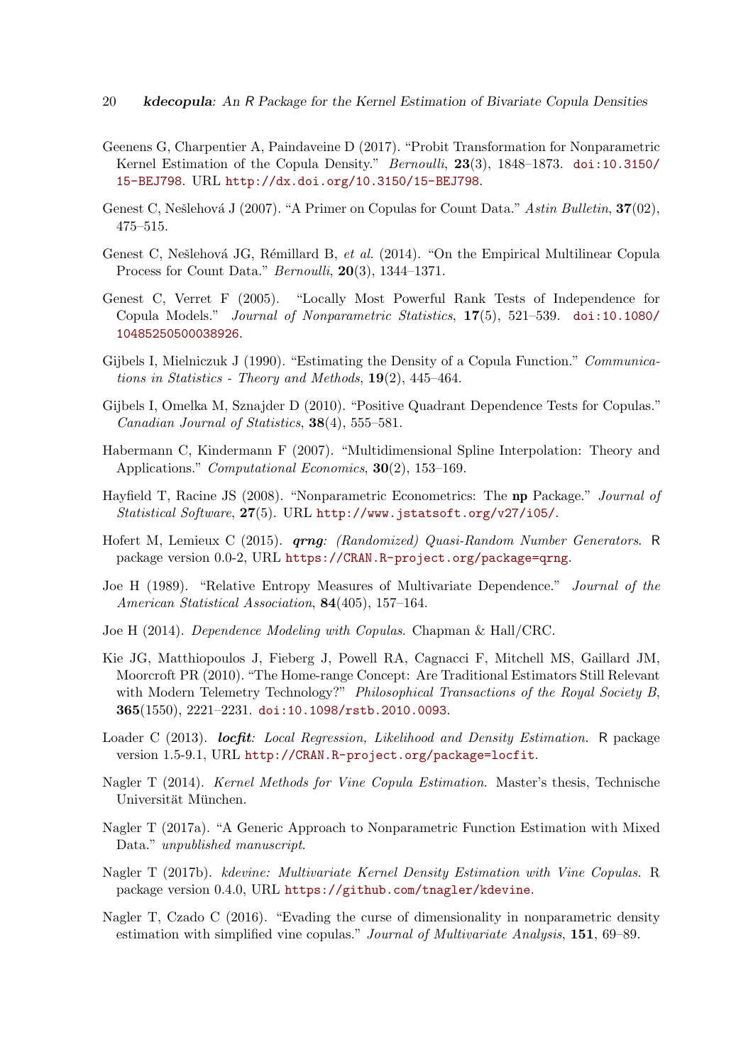Geenens G, Charpentier A, Paindaveine D (2017). "Probit Transformation for Nonparametric Kernel Estimation of the Copula Density." *Bernoulli*, **23**(3), 1848–1873. doi:10.3150/15-BEJ798. URL http://dx.doi.org/10.3150/15-BEJ798.

Genest C, Nešlehová J (2007). "A Primer on Copulas for Count Data." *Astin Bulletin*, **37**(02), 475–515.

Genest C, Nešlehová JG, Rémillard B, *et al.* (2014). "On the Empirical Multilinear Copula Process for Count Data." *Bernoulli*, **20**(3), 1344–1371.

Genest C, Verret F (2005). "Locally Most Powerful Rank Tests of Independence for Copula Models." *Journal of Nonparametric Statistics*, **17**(5), 521–539. doi:10.1080/10485250500038926.

Gijbels I, Mielniczuk J (1990). "Estimating the Density of a Copula Function." *Communications in Statistics - Theory and Methods*, **19**(2), 445–464.

Gijbels I, Omelka M, Sznajder D (2010). "Positive Quadrant Dependence Tests for Copulas." *Canadian Journal of Statistics*, **38**(4), 555–581.

Habermann C, Kindermann F (2007). "Multidimensional Spline Interpolation: Theory and Applications." *Computational Economics*, **30**(2), 153–169.

Hayfield T, Racine JS (2008). "Nonparametric Econometrics: The **np** Package." *Journal of Statistical Software*, **27**(5). URL http://www.jstatsoft.org/v27/i05/.

Hofert M, Lemieux C (2015). ***qrng**: (Randomized) Quasi-Random Number Generators*. R package version 0.0-2, URL https://CRAN.R-project.org/package=qrng.

Joe H (1989). "Relative Entropy Measures of Multivariate Dependence." *Journal of the American Statistical Association*, **84**(405), 157–164.

Joe H (2014). *Dependence Modeling with Copulas*. Chapman & Hall/CRC.

Kie JG, Matthiopoulos J, Fieberg J, Powell RA, Cagnacci F, Mitchell MS, Gaillard JM, Moorcroft PR (2010). "The Home-range Concept: Are Traditional Estimators Still Relevant with Modern Telemetry Technology?" *Philosophical Transactions of the Royal Society B*, **365**(1550), 2221–2231. doi:10.1098/rstb.2010.0093.

Loader C (2013). ***locfit**: Local Regression, Likelihood and Density Estimation.* R package version 1.5-9.1, URL http://CRAN.R-project.org/package=locfit.

Nagler T (2014). *Kernel Methods for Vine Copula Estimation*. Master's thesis, Technische Universität München.

Nagler T (2017a). "A Generic Approach to Nonparametric Function Estimation with Mixed Data." *unpublished manuscript*.

Nagler T (2017b). *kdevine: Multivariate Kernel Density Estimation with Vine Copulas*. R package version 0.4.0, URL https://github.com/tnagler/kdevine.

Nagler T, Czado C (2016). "Evading the curse of dimensionality in nonparametric density estimation with simplified vine copulas." *Journal of Multivariate Analysis*, **151**, 69–89.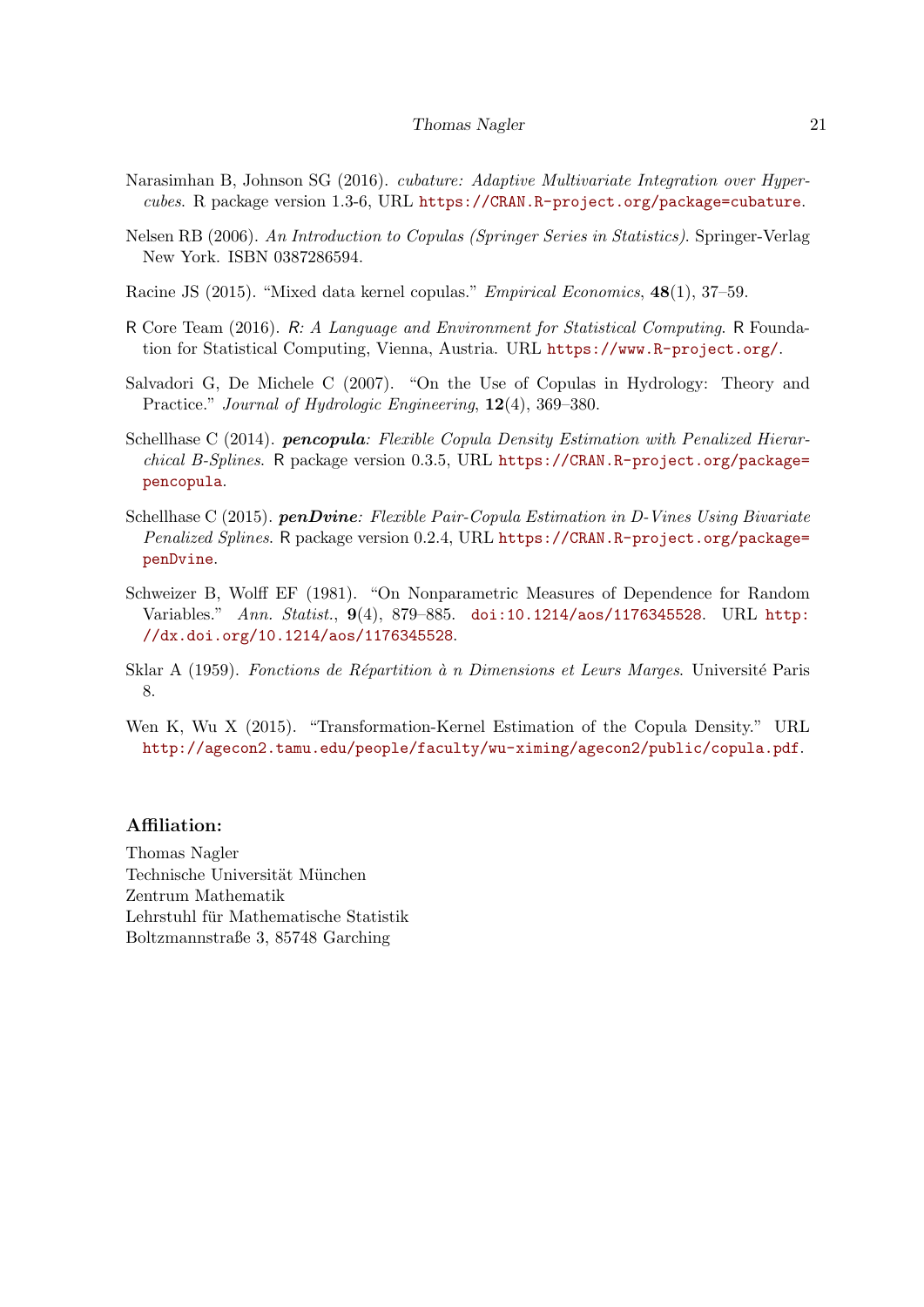Narasimhan B, Johnson SG (2016). *cubature: Adaptive Multivariate Integration over Hypercubes*. R package version 1.3-6, URL https://CRAN.R-project.org/package=cubature.

Nelsen RB (2006). *An Introduction to Copulas (Springer Series in Statistics)*. Springer-Verlag New York. ISBN 0387286594.

Racine JS (2015). "Mixed data kernel copulas." *Empirical Economics*, **48**(1), 37–59.

R Core Team (2016). *R: A Language and Environment for Statistical Computing*. R Foundation for Statistical Computing, Vienna, Austria. URL https://www.R-project.org/.

Salvadori G, De Michele C (2007). "On the Use of Copulas in Hydrology: Theory and Practice." *Journal of Hydrologic Engineering*, **12**(4), 369–380.

Schellhase C (2014). ***pencopula**: Flexible Copula Density Estimation with Penalized Hierarchical B-Splines*. R package version 0.3.5, URL https://CRAN.R-project.org/package=pencopula.

Schellhase C (2015). ***penDvine**: Flexible Pair-Copula Estimation in D-Vines Using Bivariate Penalized Splines*. R package version 0.2.4, URL https://CRAN.R-project.org/package=penDvine.

Schweizer B, Wolff EF (1981). "On Nonparametric Measures of Dependence for Random Variables." *Ann. Statist.*, **9**(4), 879–885. doi:10.1214/aos/1176345528. URL http://dx.doi.org/10.1214/aos/1176345528.

Sklar A (1959). *Fonctions de Répartition à n Dimensions et Leurs Marges*. Université Paris 8.

Wen K, Wu X (2015). "Transformation-Kernel Estimation of the Copula Density." URL http://agecon2.tamu.edu/people/faculty/wu-ximing/agecon2/public/copula.pdf.

**Affiliation:**

Thomas Nagler
Technische Universität München
Zentrum Mathematik
Lehrstuhl für Mathematische Statistik
Boltzmannstraße 3, 85748 Garching